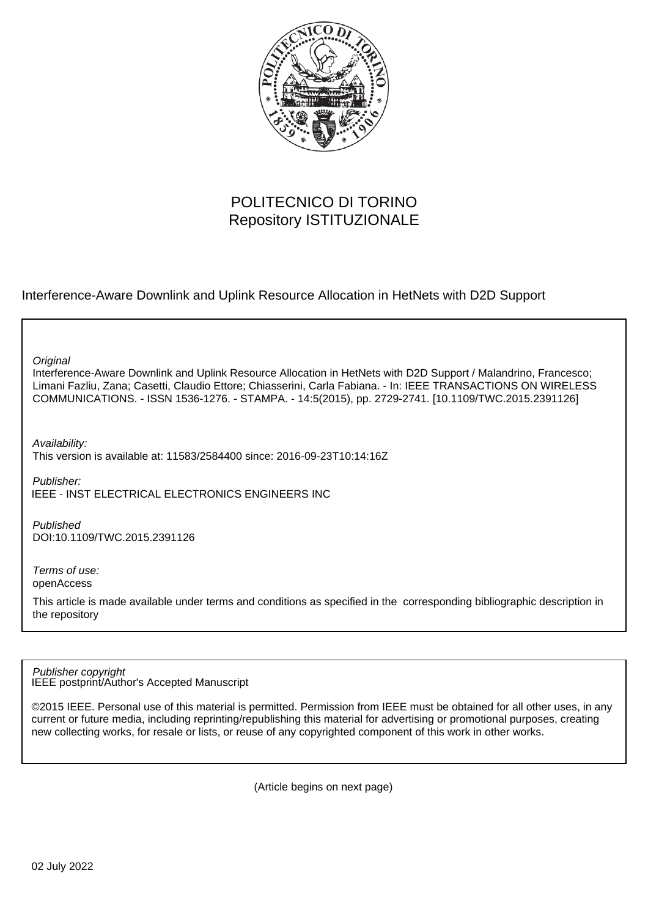POLITECNICO DI TORINO
Repository ISTITUZIONALE

Interference-Aware Downlink and Uplink Resource Allocation in HetNets with D2D Support

*Original*
Interference-Aware Downlink and Uplink Resource Allocation in HetNets with D2D Support / Malandrino, Francesco; Limani Fazliu, Zana; Casetti, Claudio Ettore; Chiasserini, Carla Fabiana. - In: IEEE TRANSACTIONS ON WIRELESS COMMUNICATIONS. - ISSN 1536-1276. - STAMPA. - 14:5(2015), pp. 2729-2741. [10.1109/TWC.2015.2391126]

*Availability:*
This version is available at: 11583/2584400 since: 2016-09-23T10:14:16Z

*Publisher:*
IEEE - INST ELECTRICAL ELECTRONICS ENGINEERS INC

*Published*
DOI:10.1109/TWC.2015.2391126

*Terms of use:*
openAccess

This article is made available under terms and conditions as specified in the corresponding bibliographic description in the repository

*Publisher copyright*
IEEE postprint/Author's Accepted Manuscript

©2015 IEEE. Personal use of this material is permitted. Permission from IEEE must be obtained for all other uses, in any current or future media, including reprinting/republishing this material for advertising or promotional purposes, creating new collecting works, for resale or lists, or reuse of any copyrighted component of this work in other works.

(Article begins on next page)

02 July 2022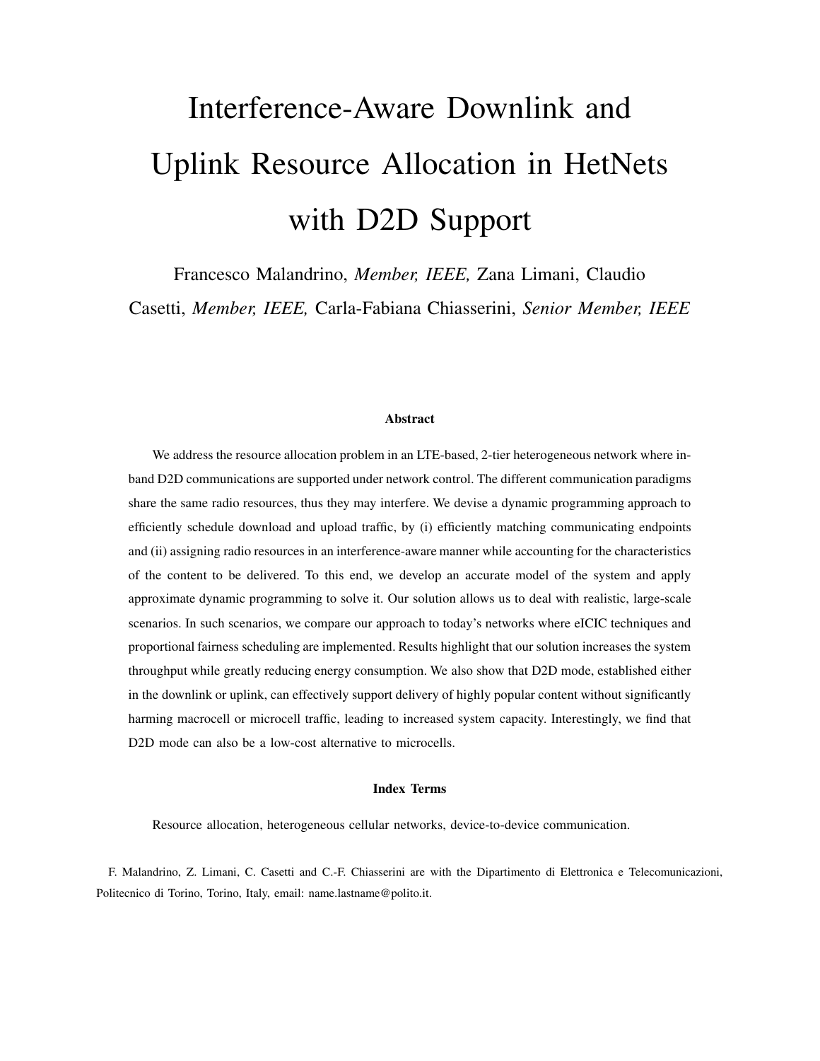# Interference-Aware Downlink and Uplink Resource Allocation in HetNets with D2D Support

Francesco Malandrino, *Member, IEEE,* Zana Limani, Claudio Casetti, *Member, IEEE,* Carla-Fabiana Chiasserini, *Senior Member, IEEE*

### Abstract

We address the resource allocation problem in an LTE-based, 2-tier heterogeneous network where in-band D2D communications are supported under network control. The different communication paradigms share the same radio resources, thus they may interfere. We devise a dynamic programming approach to efficiently schedule download and upload traffic, by (i) efficiently matching communicating endpoints and (ii) assigning radio resources in an interference-aware manner while accounting for the characteristics of the content to be delivered. To this end, we develop an accurate model of the system and apply approximate dynamic programming to solve it. Our solution allows us to deal with realistic, large-scale scenarios. In such scenarios, we compare our approach to today's networks where eICIC techniques and proportional fairness scheduling are implemented. Results highlight that our solution increases the system throughput while greatly reducing energy consumption. We also show that D2D mode, established either in the downlink or uplink, can effectively support delivery of highly popular content without significantly harming macrocell or microcell traffic, leading to increased system capacity. Interestingly, we find that D2D mode can also be a low-cost alternative to microcells.

### Index Terms

Resource allocation, heterogeneous cellular networks, device-to-device communication.

F. Malandrino, Z. Limani, C. Casetti and C.-F. Chiasserini are with the Dipartimento di Elettronica e Telecomunicazioni, Politecnico di Torino, Torino, Italy, email: name.lastname@polito.it.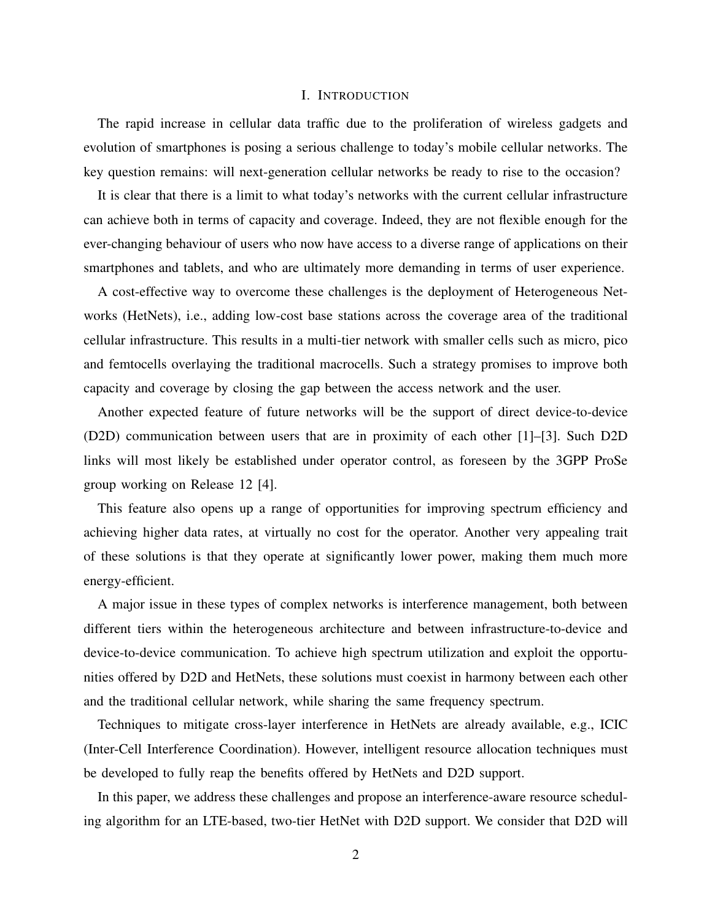# I. INTRODUCTION

The rapid increase in cellular data traffic due to the proliferation of wireless gadgets and evolution of smartphones is posing a serious challenge to today's mobile cellular networks. The key question remains: will next-generation cellular networks be ready to rise to the occasion?

It is clear that there is a limit to what today's networks with the current cellular infrastructure can achieve both in terms of capacity and coverage. Indeed, they are not flexible enough for the ever-changing behaviour of users who now have access to a diverse range of applications on their smartphones and tablets, and who are ultimately more demanding in terms of user experience.

A cost-effective way to overcome these challenges is the deployment of Heterogeneous Networks (HetNets), i.e., adding low-cost base stations across the coverage area of the traditional cellular infrastructure. This results in a multi-tier network with smaller cells such as micro, pico and femtocells overlaying the traditional macrocells. Such a strategy promises to improve both capacity and coverage by closing the gap between the access network and the user.

Another expected feature of future networks will be the support of direct device-to-device (D2D) communication between users that are in proximity of each other [1]–[3]. Such D2D links will most likely be established under operator control, as foreseen by the 3GPP ProSe group working on Release 12 [4].

This feature also opens up a range of opportunities for improving spectrum efficiency and achieving higher data rates, at virtually no cost for the operator. Another very appealing trait of these solutions is that they operate at significantly lower power, making them much more energy-efficient.

A major issue in these types of complex networks is interference management, both between different tiers within the heterogeneous architecture and between infrastructure-to-device and device-to-device communication. To achieve high spectrum utilization and exploit the opportunities offered by D2D and HetNets, these solutions must coexist in harmony between each other and the traditional cellular network, while sharing the same frequency spectrum.

Techniques to mitigate cross-layer interference in HetNets are already available, e.g., ICIC (Inter-Cell Interference Coordination). However, intelligent resource allocation techniques must be developed to fully reap the benefits offered by HetNets and D2D support.

In this paper, we address these challenges and propose an interference-aware resource scheduling algorithm for an LTE-based, two-tier HetNet with D2D support. We consider that D2D will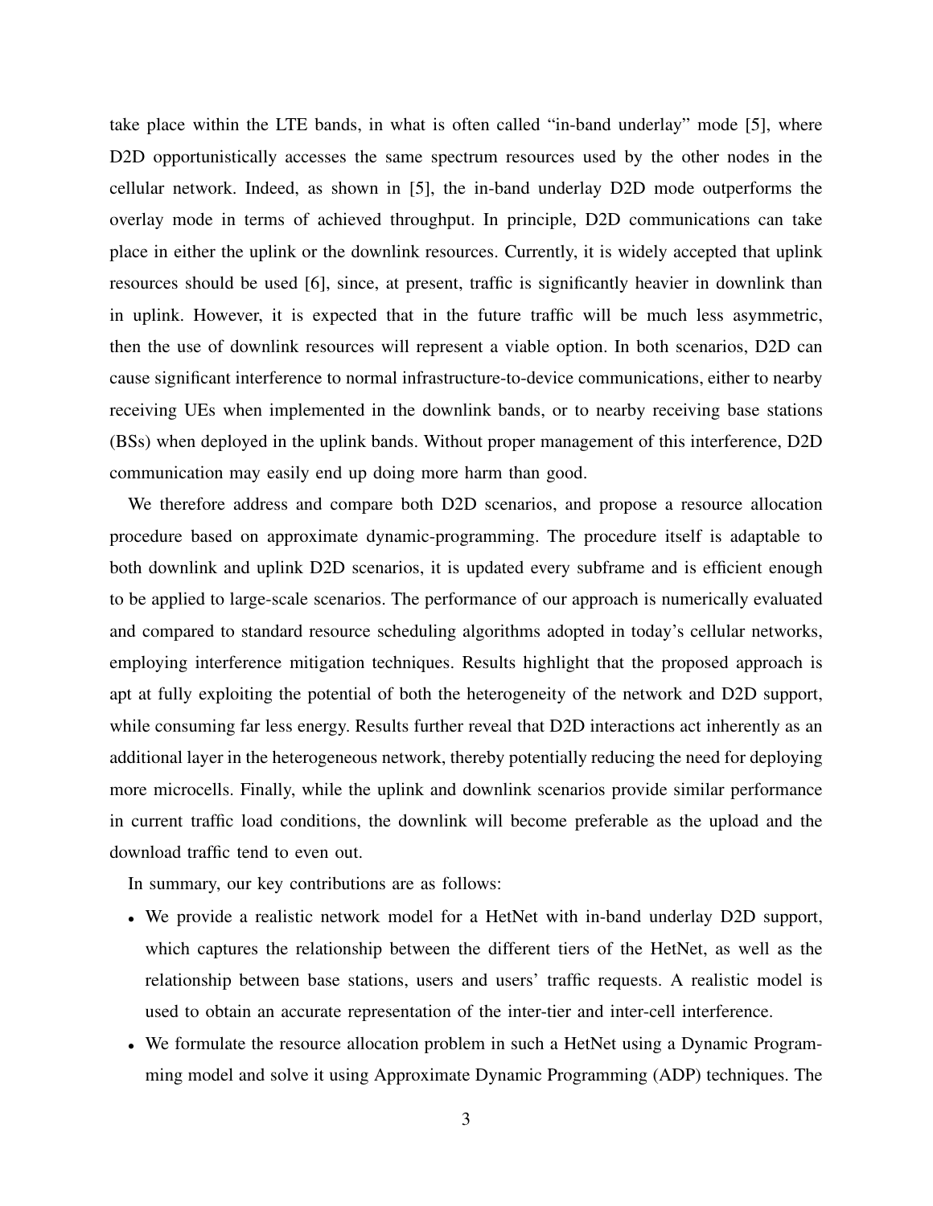take place within the LTE bands, in what is often called "in-band underlay" mode [5], where D2D opportunistically accesses the same spectrum resources used by the other nodes in the cellular network. Indeed, as shown in [5], the in-band underlay D2D mode outperforms the overlay mode in terms of achieved throughput. In principle, D2D communications can take place in either the uplink or the downlink resources. Currently, it is widely accepted that uplink resources should be used [6], since, at present, traffic is significantly heavier in downlink than in uplink. However, it is expected that in the future traffic will be much less asymmetric, then the use of downlink resources will represent a viable option. In both scenarios, D2D can cause significant interference to normal infrastructure-to-device communications, either to nearby receiving UEs when implemented in the downlink bands, or to nearby receiving base stations (BSs) when deployed in the uplink bands. Without proper management of this interference, D2D communication may easily end up doing more harm than good.

We therefore address and compare both D2D scenarios, and propose a resource allocation procedure based on approximate dynamic-programming. The procedure itself is adaptable to both downlink and uplink D2D scenarios, it is updated every subframe and is efficient enough to be applied to large-scale scenarios. The performance of our approach is numerically evaluated and compared to standard resource scheduling algorithms adopted in today's cellular networks, employing interference mitigation techniques. Results highlight that the proposed approach is apt at fully exploiting the potential of both the heterogeneity of the network and D2D support, while consuming far less energy. Results further reveal that D2D interactions act inherently as an additional layer in the heterogeneous network, thereby potentially reducing the need for deploying more microcells. Finally, while the uplink and downlink scenarios provide similar performance in current traffic load conditions, the downlink will become preferable as the upload and the download traffic tend to even out.

In summary, our key contributions are as follows:

- We provide a realistic network model for a HetNet with in-band underlay D2D support, which captures the relationship between the different tiers of the HetNet, as well as the relationship between base stations, users and users' traffic requests. A realistic model is used to obtain an accurate representation of the inter-tier and inter-cell interference.
- We formulate the resource allocation problem in such a HetNet using a Dynamic Programming model and solve it using Approximate Dynamic Programming (ADP) techniques. The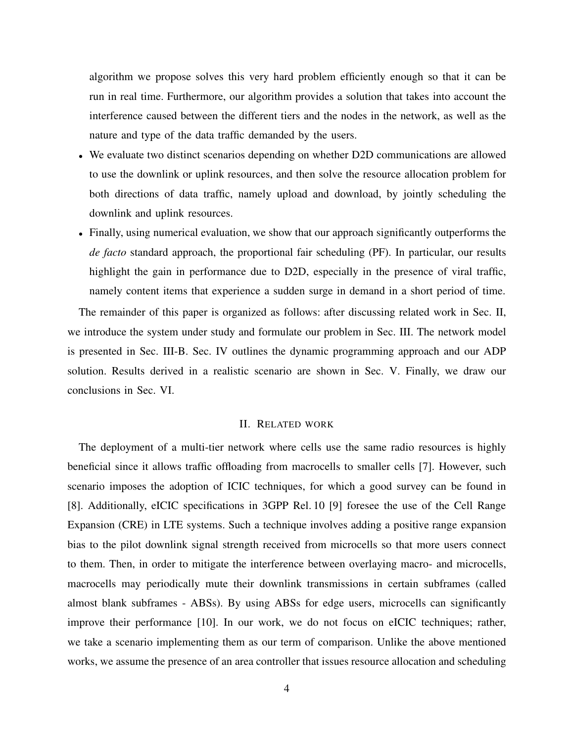algorithm we propose solves this very hard problem efficiently enough so that it can be run in real time. Furthermore, our algorithm provides a solution that takes into account the interference caused between the different tiers and the nodes in the network, as well as the nature and type of the data traffic demanded by the users.

- We evaluate two distinct scenarios depending on whether D2D communications are allowed to use the downlink or uplink resources, and then solve the resource allocation problem for both directions of data traffic, namely upload and download, by jointly scheduling the downlink and uplink resources.
- Finally, using numerical evaluation, we show that our approach significantly outperforms the *de facto* standard approach, the proportional fair scheduling (PF). In particular, our results highlight the gain in performance due to D2D, especially in the presence of viral traffic, namely content items that experience a sudden surge in demand in a short period of time.

The remainder of this paper is organized as follows: after discussing related work in Sec. II, we introduce the system under study and formulate our problem in Sec. III. The network model is presented in Sec. III-B. Sec. IV outlines the dynamic programming approach and our ADP solution. Results derived in a realistic scenario are shown in Sec. V. Finally, we draw our conclusions in Sec. VI.

## II. Related work

The deployment of a multi-tier network where cells use the same radio resources is highly beneficial since it allows traffic offloading from macrocells to smaller cells [7]. However, such scenario imposes the adoption of ICIC techniques, for which a good survey can be found in [8]. Additionally, eICIC specifications in 3GPP Rel. 10 [9] foresee the use of the Cell Range Expansion (CRE) in LTE systems. Such a technique involves adding a positive range expansion bias to the pilot downlink signal strength received from microcells so that more users connect to them. Then, in order to mitigate the interference between overlaying macro- and microcells, macrocells may periodically mute their downlink transmissions in certain subframes (called almost blank subframes - ABSs). By using ABSs for edge users, microcells can significantly improve their performance [10]. In our work, we do not focus on eICIC techniques; rather, we take a scenario implementing them as our term of comparison. Unlike the above mentioned works, we assume the presence of an area controller that issues resource allocation and scheduling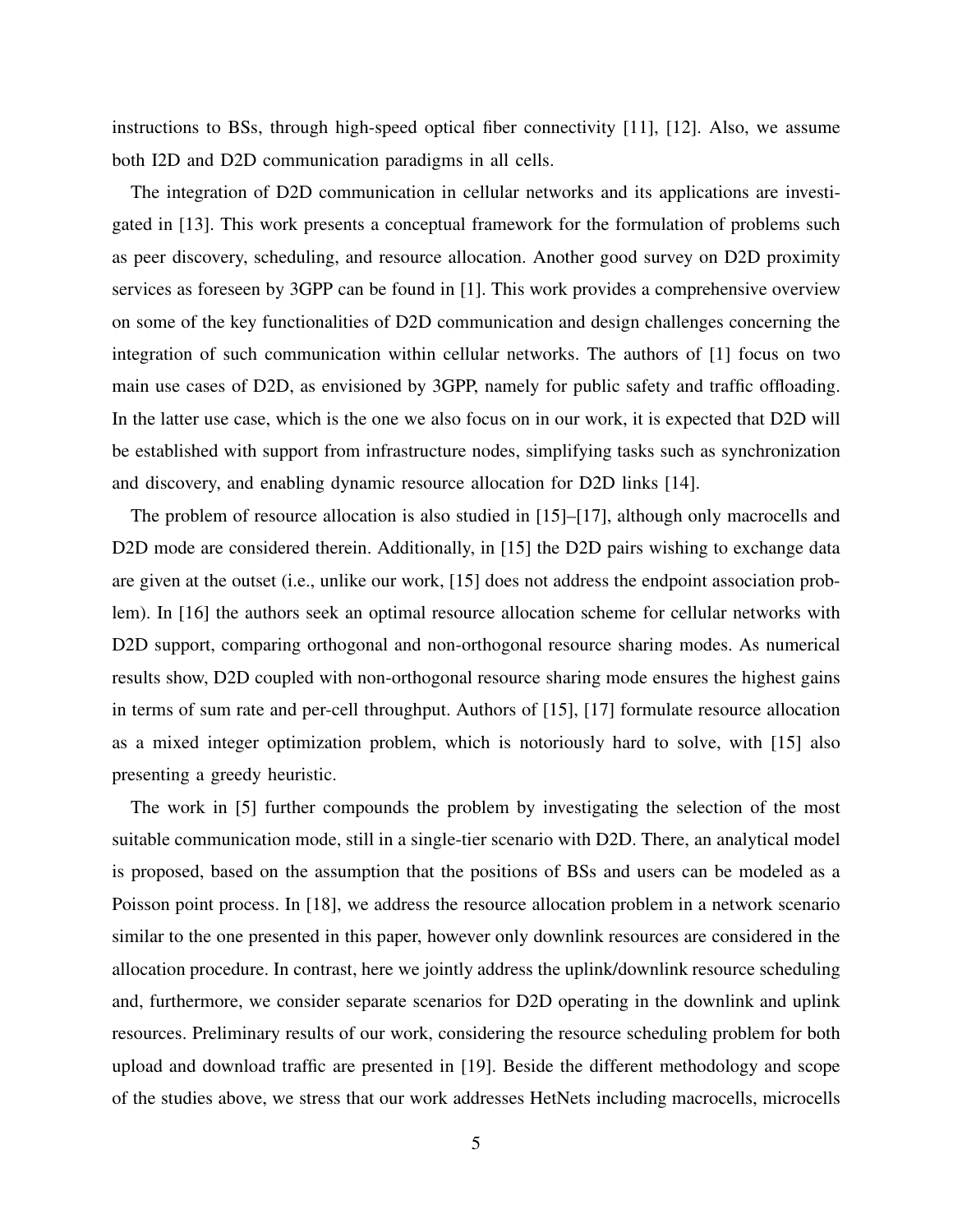instructions to BSs, through high-speed optical fiber connectivity [11], [12]. Also, we assume both I2D and D2D communication paradigms in all cells.

The integration of D2D communication in cellular networks and its applications are investigated in [13]. This work presents a conceptual framework for the formulation of problems such as peer discovery, scheduling, and resource allocation. Another good survey on D2D proximity services as foreseen by 3GPP can be found in [1]. This work provides a comprehensive overview on some of the key functionalities of D2D communication and design challenges concerning the integration of such communication within cellular networks. The authors of [1] focus on two main use cases of D2D, as envisioned by 3GPP, namely for public safety and traffic offloading. In the latter use case, which is the one we also focus on in our work, it is expected that D2D will be established with support from infrastructure nodes, simplifying tasks such as synchronization and discovery, and enabling dynamic resource allocation for D2D links [14].

The problem of resource allocation is also studied in [15]–[17], although only macrocells and D2D mode are considered therein. Additionally, in [15] the D2D pairs wishing to exchange data are given at the outset (i.e., unlike our work, [15] does not address the endpoint association problem). In [16] the authors seek an optimal resource allocation scheme for cellular networks with D2D support, comparing orthogonal and non-orthogonal resource sharing modes. As numerical results show, D2D coupled with non-orthogonal resource sharing mode ensures the highest gains in terms of sum rate and per-cell throughput. Authors of [15], [17] formulate resource allocation as a mixed integer optimization problem, which is notoriously hard to solve, with [15] also presenting a greedy heuristic.

The work in [5] further compounds the problem by investigating the selection of the most suitable communication mode, still in a single-tier scenario with D2D. There, an analytical model is proposed, based on the assumption that the positions of BSs and users can be modeled as a Poisson point process. In [18], we address the resource allocation problem in a network scenario similar to the one presented in this paper, however only downlink resources are considered in the allocation procedure. In contrast, here we jointly address the uplink/downlink resource scheduling and, furthermore, we consider separate scenarios for D2D operating in the downlink and uplink resources. Preliminary results of our work, considering the resource scheduling problem for both upload and download traffic are presented in [19]. Beside the different methodology and scope of the studies above, we stress that our work addresses HetNets including macrocells, microcells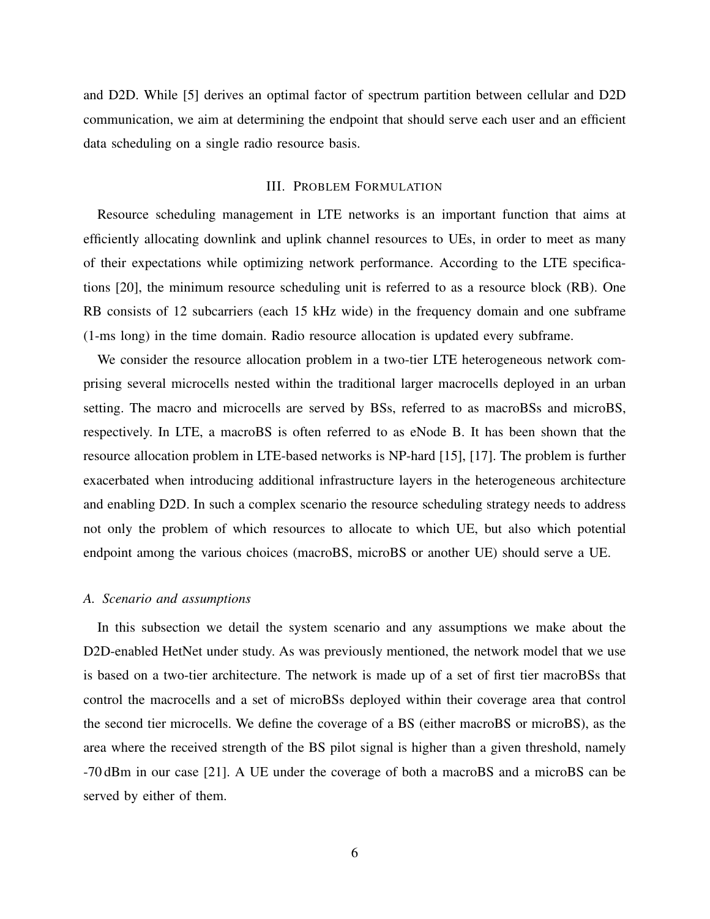and D2D. While [5] derives an optimal factor of spectrum partition between cellular and D2D communication, we aim at determining the endpoint that should serve each user and an efficient data scheduling on a single radio resource basis.

## III. Problem Formulation

Resource scheduling management in LTE networks is an important function that aims at efficiently allocating downlink and uplink channel resources to UEs, in order to meet as many of their expectations while optimizing network performance. According to the LTE specifications [20], the minimum resource scheduling unit is referred to as a resource block (RB). One RB consists of 12 subcarriers (each 15 kHz wide) in the frequency domain and one subframe (1-ms long) in the time domain. Radio resource allocation is updated every subframe.

We consider the resource allocation problem in a two-tier LTE heterogeneous network comprising several microcells nested within the traditional larger macrocells deployed in an urban setting. The macro and microcells are served by BSs, referred to as macroBSs and microBS, respectively. In LTE, a macroBS is often referred to as eNode B. It has been shown that the resource allocation problem in LTE-based networks is NP-hard [15], [17]. The problem is further exacerbated when introducing additional infrastructure layers in the heterogeneous architecture and enabling D2D. In such a complex scenario the resource scheduling strategy needs to address not only the problem of which resources to allocate to which UE, but also which potential endpoint among the various choices (macroBS, microBS or another UE) should serve a UE.

### *A. Scenario and assumptions*

In this subsection we detail the system scenario and any assumptions we make about the D2D-enabled HetNet under study. As was previously mentioned, the network model that we use is based on a two-tier architecture. The network is made up of a set of first tier macroBSs that control the macrocells and a set of microBSs deployed within their coverage area that control the second tier microcells. We define the coverage of a BS (either macroBS or microBS), as the area where the received strength of the BS pilot signal is higher than a given threshold, namely -70 dBm in our case [21]. A UE under the coverage of both a macroBS and a microBS can be served by either of them.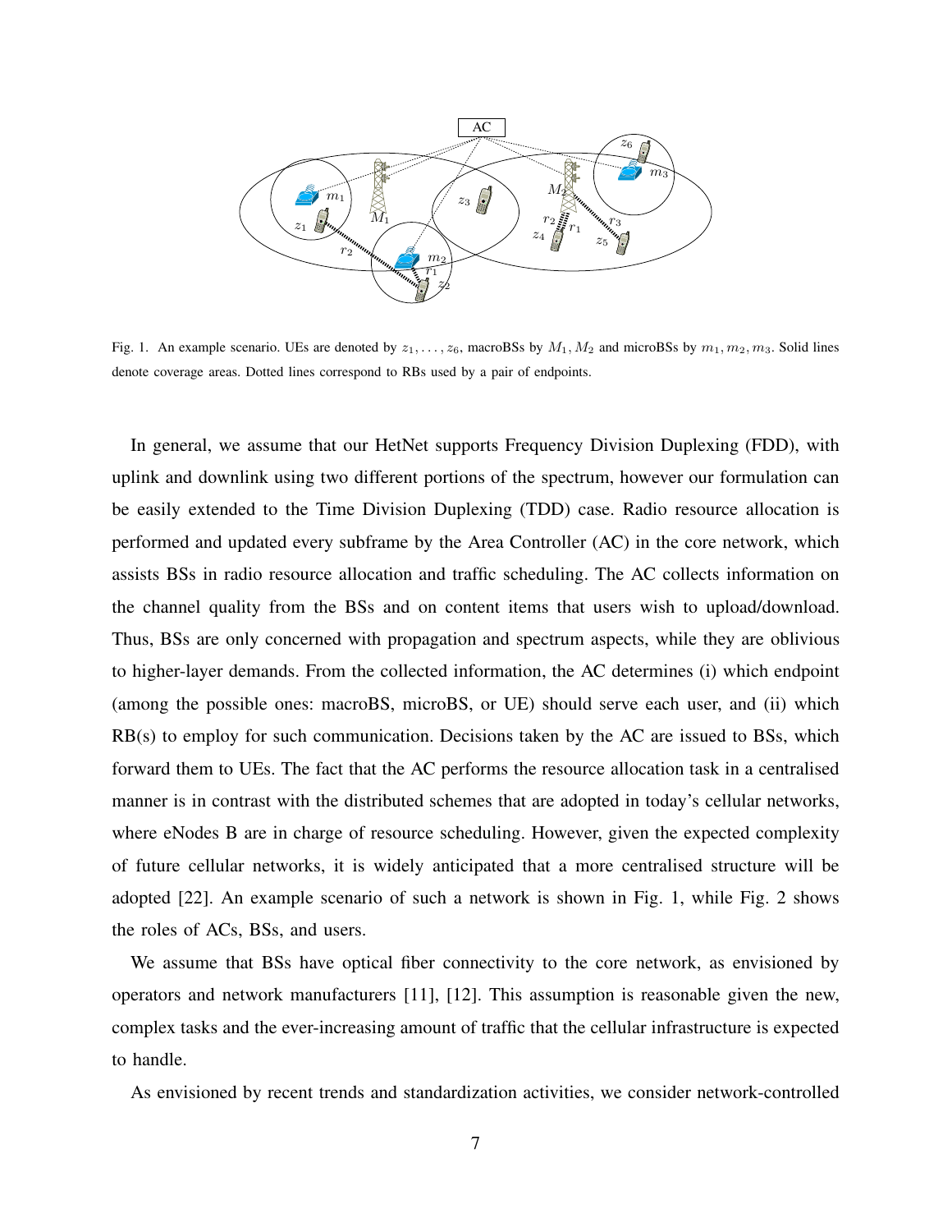AC

$m_1$ $M_1$ $z_1$ $r_2$ $z_3$ $m_2$ $r_1$ $z_2$ $M_2$ $r_2$ $r_1$ $r_3$ $z_4$ $z_5$ $z_6$ $m_3$

Fig. 1. An example scenario. UEs are denoted by $z_1, \ldots, z_6$, macroBSs by $M_1, M_2$ and microBSs by $m_1, m_2, m_3$. Solid lines denote coverage areas. Dotted lines correspond to RBs used by a pair of endpoints.

In general, we assume that our HetNet supports Frequency Division Duplexing (FDD), with uplink and downlink using two different portions of the spectrum, however our formulation can be easily extended to the Time Division Duplexing (TDD) case. Radio resource allocation is performed and updated every subframe by the Area Controller (AC) in the core network, which assists BSs in radio resource allocation and traffic scheduling. The AC collects information on the channel quality from the BSs and on content items that users wish to upload/download. Thus, BSs are only concerned with propagation and spectrum aspects, while they are oblivious to higher-layer demands. From the collected information, the AC determines (i) which endpoint (among the possible ones: macroBS, microBS, or UE) should serve each user, and (ii) which RB(s) to employ for such communication. Decisions taken by the AC are issued to BSs, which forward them to UEs. The fact that the AC performs the resource allocation task in a centralised manner is in contrast with the distributed schemes that are adopted in today's cellular networks, where eNodes B are in charge of resource scheduling. However, given the expected complexity of future cellular networks, it is widely anticipated that a more centralised structure will be adopted [22]. An example scenario of such a network is shown in Fig. 1, while Fig. 2 shows the roles of ACs, BSs, and users.

We assume that BSs have optical fiber connectivity to the core network, as envisioned by operators and network manufacturers [11], [12]. This assumption is reasonable given the new, complex tasks and the ever-increasing amount of traffic that the cellular infrastructure is expected to handle.

As envisioned by recent trends and standardization activities, we consider network-controlled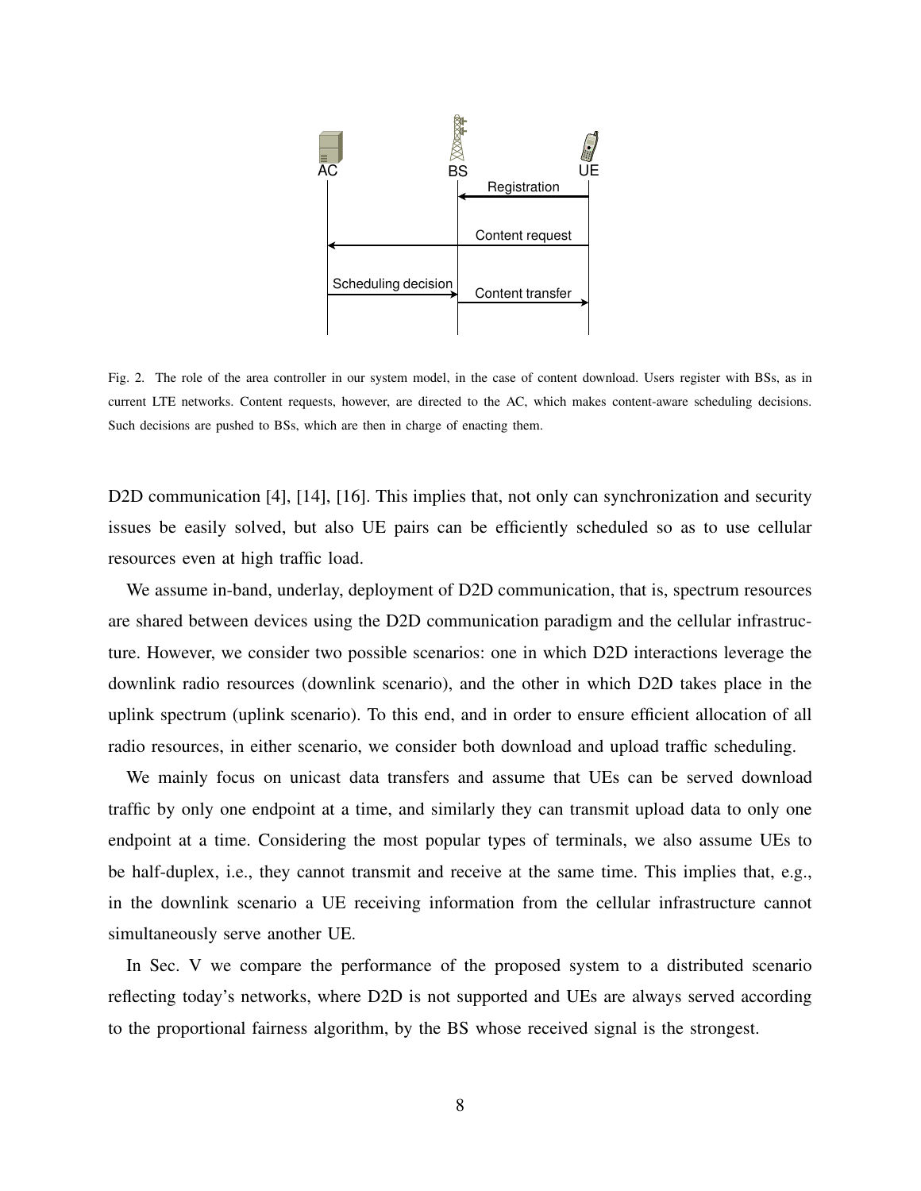AC
BS
UE
Registration
Content request
Scheduling decision
Content transfer

Fig. 2. The role of the area controller in our system model, in the case of content download. Users register with BSs, as in current LTE networks. Content requests, however, are directed to the AC, which makes content-aware scheduling decisions. Such decisions are pushed to BSs, which are then in charge of enacting them.

D2D communication [4], [14], [16]. This implies that, not only can synchronization and security issues be easily solved, but also UE pairs can be efficiently scheduled so as to use cellular resources even at high traffic load.

We assume in-band, underlay, deployment of D2D communication, that is, spectrum resources are shared between devices using the D2D communication paradigm and the cellular infrastructure. However, we consider two possible scenarios: one in which D2D interactions leverage the downlink radio resources (downlink scenario), and the other in which D2D takes place in the uplink spectrum (uplink scenario). To this end, and in order to ensure efficient allocation of all radio resources, in either scenario, we consider both download and upload traffic scheduling.

We mainly focus on unicast data transfers and assume that UEs can be served download traffic by only one endpoint at a time, and similarly they can transmit upload data to only one endpoint at a time. Considering the most popular types of terminals, we also assume UEs to be half-duplex, i.e., they cannot transmit and receive at the same time. This implies that, e.g., in the downlink scenario a UE receiving information from the cellular infrastructure cannot simultaneously serve another UE.

In Sec. V we compare the performance of the proposed system to a distributed scenario reflecting today's networks, where D2D is not supported and UEs are always served according to the proportional fairness algorithm, by the BS whose received signal is the strongest.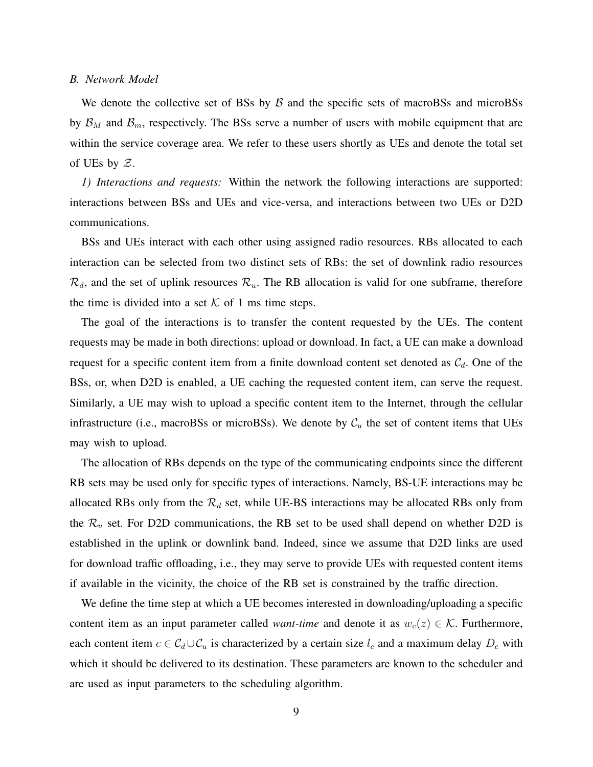### B. Network Model

We denote the collective set of BSs by $\mathcal{B}$ and the specific sets of macroBSs and microBSs by $\mathcal{B}_M$ and $\mathcal{B}_m$, respectively. The BSs serve a number of users with mobile equipment that are within the service coverage area. We refer to these users shortly as UEs and denote the total set of UEs by $\mathcal{Z}$.

*1) Interactions and requests:* Within the network the following interactions are supported: interactions between BSs and UEs and vice-versa, and interactions between two UEs or D2D communications.

BSs and UEs interact with each other using assigned radio resources. RBs allocated to each interaction can be selected from two distinct sets of RBs: the set of downlink radio resources $\mathcal{R}_d$, and the set of uplink resources $\mathcal{R}_u$. The RB allocation is valid for one subframe, therefore the time is divided into a set $\mathcal{K}$ of 1 ms time steps.

The goal of the interactions is to transfer the content requested by the UEs. The content requests may be made in both directions: upload or download. In fact, a UE can make a download request for a specific content item from a finite download content set denoted as $\mathcal{C}_d$. One of the BSs, or, when D2D is enabled, a UE caching the requested content item, can serve the request. Similarly, a UE may wish to upload a specific content item to the Internet, through the cellular infrastructure (i.e., macroBSs or microBSs). We denote by $\mathcal{C}_u$ the set of content items that UEs may wish to upload.

The allocation of RBs depends on the type of the communicating endpoints since the different RB sets may be used only for specific types of interactions. Namely, BS-UE interactions may be allocated RBs only from the $\mathcal{R}_d$ set, while UE-BS interactions may be allocated RBs only from the $\mathcal{R}_u$ set. For D2D communications, the RB set to be used shall depend on whether D2D is established in the uplink or downlink band. Indeed, since we assume that D2D links are used for download traffic offloading, i.e., they may serve to provide UEs with requested content items if available in the vicinity, the choice of the RB set is constrained by the traffic direction.

We define the time step at which a UE becomes interested in downloading/uploading a specific content item as an input parameter called *want-time* and denote it as $w_c(z) \in \mathcal{K}$. Furthermore, each content item $c \in \mathcal{C}_d \cup \mathcal{C}_u$ is characterized by a certain size $l_c$ and a maximum delay $D_c$ with which it should be delivered to its destination. These parameters are known to the scheduler and are used as input parameters to the scheduling algorithm.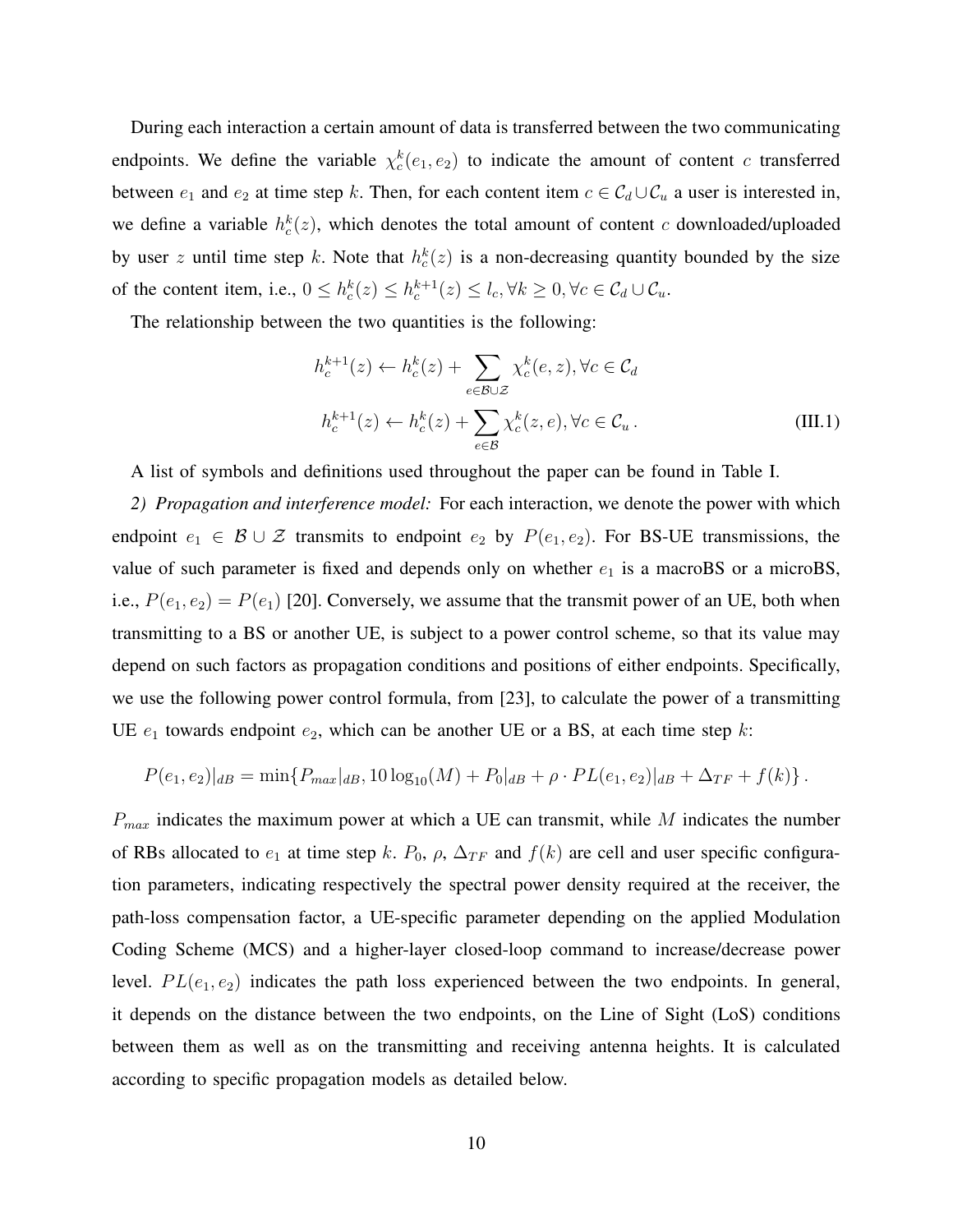During each interaction a certain amount of data is transferred between the two communicating endpoints. We define the variable $\chi_c^k(e_1, e_2)$ to indicate the amount of content $c$ transferred between $e_1$ and $e_2$ at time step $k$. Then, for each content item $c \in \mathcal{C}_d \cup \mathcal{C}_u$ a user is interested in, we define a variable $h_c^k(z)$, which denotes the total amount of content $c$ downloaded/uploaded by user $z$ until time step $k$. Note that $h_c^k(z)$ is a non-decreasing quantity bounded by the size of the content item, i.e., $0 \leq h_c^k(z) \leq h_c^{k+1}(z) \leq l_c, \forall k \geq 0, \forall c \in \mathcal{C}_d \cup \mathcal{C}_u$.

The relationship between the two quantities is the following:

$$
\begin{aligned}
h_c^{k+1}(z) &\leftarrow h_c^k(z) + \sum_{e \in \mathcal{B} \cup \mathcal{Z}} \chi_c^k(e, z), \forall c \in \mathcal{C}_d \\
h_c^{k+1}(z) &\leftarrow h_c^k(z) + \sum_{e \in \mathcal{B}} \chi_c^k(z, e), \forall c \in \mathcal{C}_u \,.
\end{aligned}
\tag{III.1}
$$

A list of symbols and definitions used throughout the paper can be found in Table I.

*2) Propagation and interference model:* For each interaction, we denote the power with which endpoint $e_1 \in \mathcal{B} \cup \mathcal{Z}$ transmits to endpoint $e_2$ by $P(e_1, e_2)$. For BS-UE transmissions, the value of such parameter is fixed and depends only on whether $e_1$ is a macroBS or a microBS, i.e., $P(e_1, e_2) = P(e_1)$ [20]. Conversely, we assume that the transmit power of an UE, both when transmitting to a BS or another UE, is subject to a power control scheme, so that its value may depend on such factors as propagation conditions and positions of either endpoints. Specifically, we use the following power control formula, from [23], to calculate the power of a transmitting UE $e_1$ towards endpoint $e_2$, which can be another UE or a BS, at each time step $k$:

$$
P(e_1, e_2)|_{dB} = \min\{P_{max}|_{dB}, 10\log_{10}(M) + P_0|_{dB} + \rho \cdot PL(e_1, e_2)|_{dB} + \Delta_{TF} + f(k)\} \,.
$$

$P_{max}$ indicates the maximum power at which a UE can transmit, while $M$ indicates the number of RBs allocated to $e_1$ at time step $k$. $P_0$, $\rho$, $\Delta_{TF}$ and $f(k)$ are cell and user specific configuration parameters, indicating respectively the spectral power density required at the receiver, the path-loss compensation factor, a UE-specific parameter depending on the applied Modulation Coding Scheme (MCS) and a higher-layer closed-loop command to increase/decrease power level. $PL(e_1, e_2)$ indicates the path loss experienced between the two endpoints. In general, it depends on the distance between the two endpoints, on the Line of Sight (LoS) conditions between them as well as on the transmitting and receiving antenna heights. It is calculated according to specific propagation models as detailed below.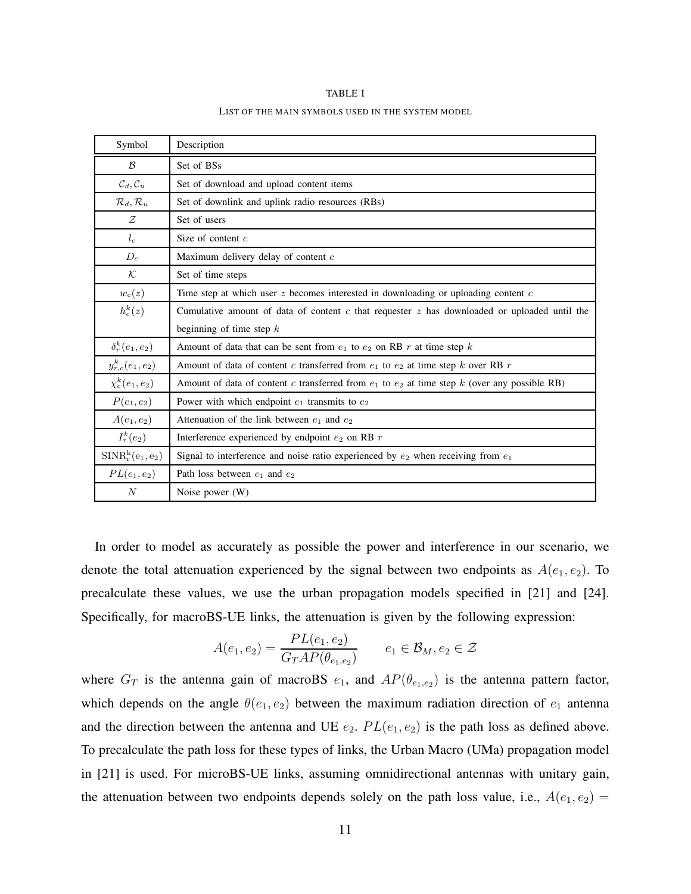TABLE I

LIST OF THE MAIN SYMBOLS USED IN THE SYSTEM MODEL

| Symbol | Description |
|---|---|
| $\mathcal{B}$ | Set of BSs |
| $\mathcal{C}_d, \mathcal{C}_u$ | Set of download and upload content items |
| $\mathcal{R}_d, \mathcal{R}_u$ | Set of downlink and uplink radio resources (RBs) |
| $\mathcal{Z}$ | Set of users |
| $l_c$ | Size of content $c$ |
| $D_c$ | Maximum delivery delay of content $c$ |
| $\mathcal{K}$ | Set of time steps |
| $w_c(z)$ | Time step at which user $z$ becomes interested in downloading or uploading content $c$ |
| $h_c^k(z)$ | Cumulative amount of data of content $c$ that requester $z$ has downloaded or uploaded until the beginning of time step $k$ |
| $\delta_r^k(e_1, e_2)$ | Amount of data that can be sent from $e_1$ to $e_2$ on RB $r$ at time step $k$ |
| $y_{r,c}^k(e_1, e_2)$ | Amount of data of content $c$ transferred from $e_1$ to $e_2$ at time step $k$ over RB $r$ |
| $\chi_c^k(e_1, e_2)$ | Amount of data of content $c$ transferred from $e_1$ to $e_2$ at time step $k$ (over any possible RB) |
| $P(e_1, e_2)$ | Power with which endpoint $e_1$ transmits to $e_2$ |
| $A(e_1, e_2)$ | Attenuation of the link between $e_1$ and $e_2$ |
| $I_r^k(e_2)$ | Interference experienced by endpoint $e_2$ on RB $r$ |
| $\mathrm{SINR_r^k(e_1, e_2)}$ | Signal to interference and noise ratio experienced by $e_2$ when receiving from $e_1$ |
| $PL(e_1, e_2)$ | Path loss between $e_1$ and $e_2$ |
| $N$ | Noise power (W) |

In order to model as accurately as possible the power and interference in our scenario, we denote the total attenuation experienced by the signal between two endpoints as $A(e_1, e_2)$. To precalculate these values, we use the urban propagation models specified in [21] and [24]. Specifically, for macroBS-UE links, the attenuation is given by the following expression:

$$A(e_1, e_2) = \frac{PL(e_1, e_2)}{G_T AP(\theta_{e_1,e_2})} \qquad e_1 \in \mathcal{B}_M, e_2 \in \mathcal{Z}$$

where $G_T$ is the antenna gain of macroBS $e_1$, and $AP(\theta_{e_1,e_2})$ is the antenna pattern factor, which depends on the angle $\theta(e_1, e_2)$ between the maximum radiation direction of $e_1$ antenna and the direction between the antenna and UE $e_2$. $PL(e_1, e_2)$ is the path loss as defined above. To precalculate the path loss for these types of links, the Urban Macro (UMa) propagation model in [21] is used. For microBS-UE links, assuming omnidirectional antennas with unitary gain, the attenuation between two endpoints depends solely on the path loss value, i.e., $A(e_1, e_2) =$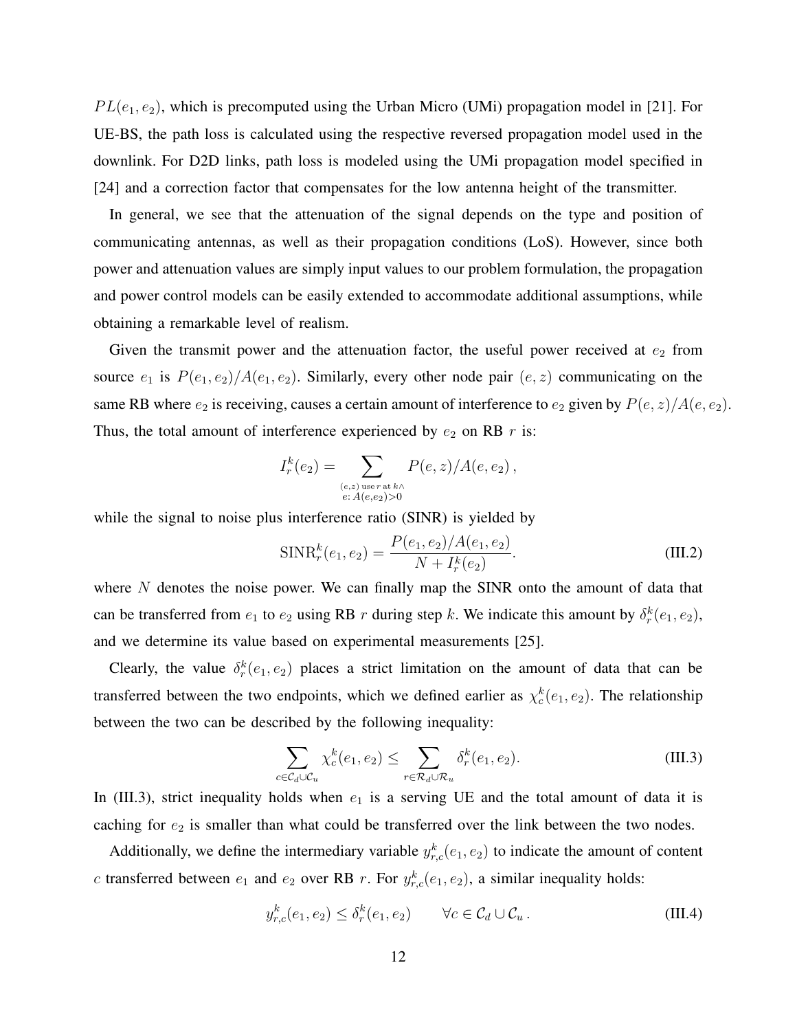$PL(e_1, e_2)$, which is precomputed using the Urban Micro (UMi) propagation model in [21]. For UE-BS, the path loss is calculated using the respective reversed propagation model used in the downlink. For D2D links, path loss is modeled using the UMi propagation model specified in [24] and a correction factor that compensates for the low antenna height of the transmitter.

In general, we see that the attenuation of the signal depends on the type and position of communicating antennas, as well as their propagation conditions (LoS). However, since both power and attenuation values are simply input values to our problem formulation, the propagation and power control models can be easily extended to accommodate additional assumptions, while obtaining a remarkable level of realism.

Given the transmit power and the attenuation factor, the useful power received at $e_2$ from source $e_1$ is $P(e_1, e_2)/A(e_1, e_2)$. Similarly, every other node pair $(e, z)$ communicating on the same RB where $e_2$ is receiving, causes a certain amount of interference to $e_2$ given by $P(e, z)/A(e, e_2)$. Thus, the total amount of interference experienced by $e_2$ on RB $r$ is:

$$I_r^k(e_2) = \sum_{\substack{(e,z) \text{ use } r \text{ at } k \wedge \\ e: A(e,e_2)>0}} P(e, z)/A(e, e_2)\,,$$

while the signal to noise plus interference ratio (SINR) is yielded by

$$\text{SINR}_r^k(e_1, e_2) = \frac{P(e_1, e_2)/A(e_1, e_2)}{N + I_r^k(e_2)}. \tag{III.2}$$

where $N$ denotes the noise power. We can finally map the SINR onto the amount of data that can be transferred from $e_1$ to $e_2$ using RB $r$ during step $k$. We indicate this amount by $\delta_r^k(e_1, e_2)$, and we determine its value based on experimental measurements [25].

Clearly, the value $\delta_r^k(e_1, e_2)$ places a strict limitation on the amount of data that can be transferred between the two endpoints, which we defined earlier as $\chi_c^k(e_1, e_2)$. The relationship between the two can be described by the following inequality:

$$\sum_{c \in \mathcal{C}_d \cup \mathcal{C}_u} \chi_c^k(e_1, e_2) \leq \sum_{r \in \mathcal{R}_d \cup \mathcal{R}_u} \delta_r^k(e_1, e_2). \tag{III.3}$$

In (III.3), strict inequality holds when $e_1$ is a serving UE and the total amount of data it is caching for $e_2$ is smaller than what could be transferred over the link between the two nodes.

Additionally, we define the intermediary variable $y_{r,c}^k(e_1, e_2)$ to indicate the amount of content $c$ transferred between $e_1$ and $e_2$ over RB $r$. For $y_{r,c}^k(e_1, e_2)$, a similar inequality holds:

$$y_{r,c}^k(e_1, e_2) \leq \delta_r^k(e_1, e_2) \qquad \forall c \in \mathcal{C}_d \cup \mathcal{C}_u\,. \tag{III.4}$$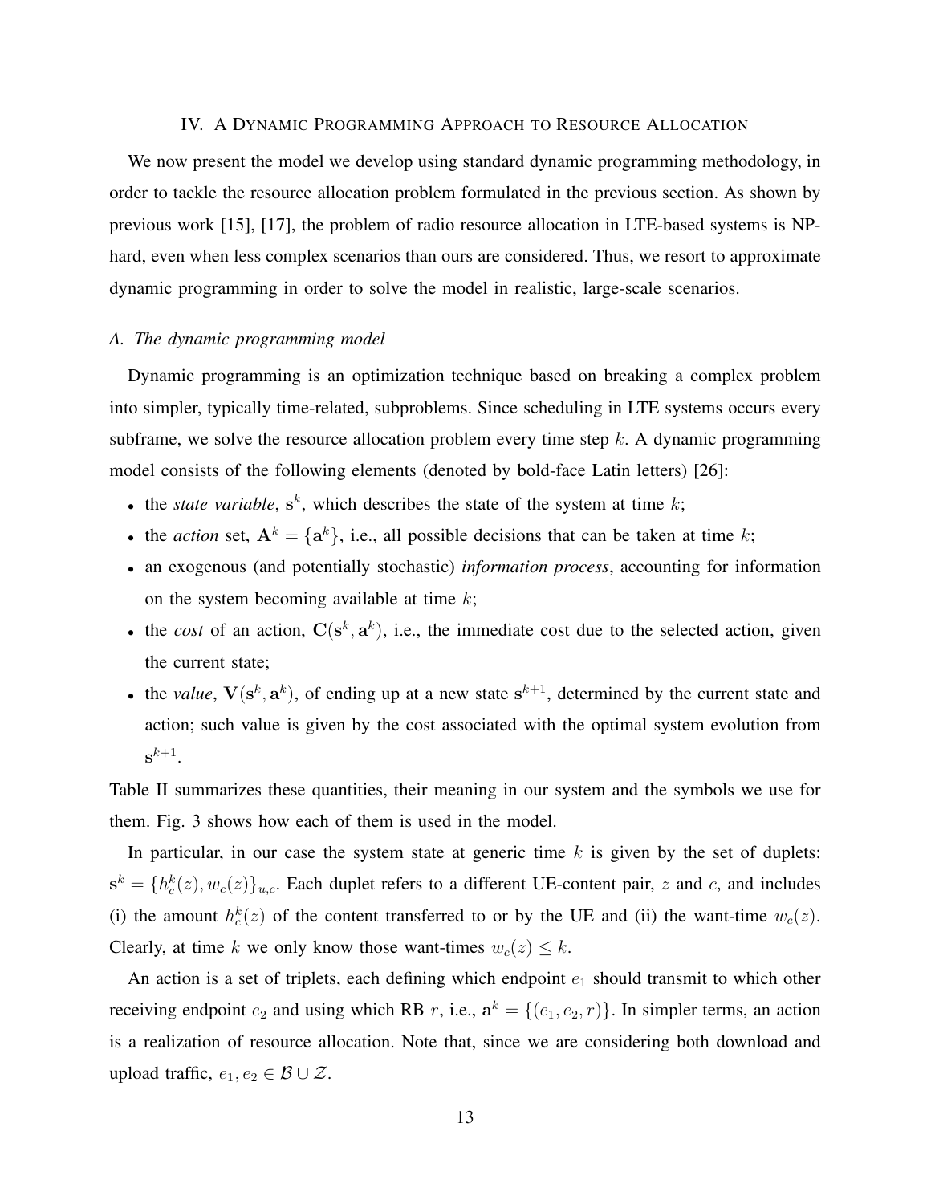## IV. A Dynamic Programming Approach to Resource Allocation

We now present the model we develop using standard dynamic programming methodology, in order to tackle the resource allocation problem formulated in the previous section. As shown by previous work [15], [17], the problem of radio resource allocation in LTE-based systems is NP-hard, even when less complex scenarios than ours are considered. Thus, we resort to approximate dynamic programming in order to solve the model in realistic, large-scale scenarios.

### A. The dynamic programming model

Dynamic programming is an optimization technique based on breaking a complex problem into simpler, typically time-related, subproblems. Since scheduling in LTE systems occurs every subframe, we solve the resource allocation problem every time step $k$. A dynamic programming model consists of the following elements (denoted by bold-face Latin letters) [26]:

- the *state variable*, $\mathbf{s}^k$, which describes the state of the system at time $k$;
- the *action* set, $\mathbf{A}^k = \{\mathbf{a}^k\}$, i.e., all possible decisions that can be taken at time $k$;
- an exogenous (and potentially stochastic) *information process*, accounting for information on the system becoming available at time $k$;
- the *cost* of an action, $\mathbf{C}(\mathbf{s}^k, \mathbf{a}^k)$, i.e., the immediate cost due to the selected action, given the current state;
- the *value*, $\mathbf{V}(\mathbf{s}^k, \mathbf{a}^k)$, of ending up at a new state $\mathbf{s}^{k+1}$, determined by the current state and action; such value is given by the cost associated with the optimal system evolution from $\mathbf{s}^{k+1}$.

Table II summarizes these quantities, their meaning in our system and the symbols we use for them. Fig. 3 shows how each of them is used in the model.

In particular, in our case the system state at generic time $k$ is given by the set of duplets: $\mathbf{s}^k = \{h_c^k(z), w_c(z)\}_{u,c}$. Each duplet refers to a different UE-content pair, $z$ and $c$, and includes (i) the amount $h_c^k(z)$ of the content transferred to or by the UE and (ii) the want-time $w_c(z)$. Clearly, at time $k$ we only know those want-times $w_c(z) \leq k$.

An action is a set of triplets, each defining which endpoint $e_1$ should transmit to which other receiving endpoint $e_2$ and using which RB $r$, i.e., $\mathbf{a}^k = \{(e_1, e_2, r)\}$. In simpler terms, an action is a realization of resource allocation. Note that, since we are considering both download and upload traffic, $e_1, e_2 \in \mathcal{B} \cup \mathcal{Z}$.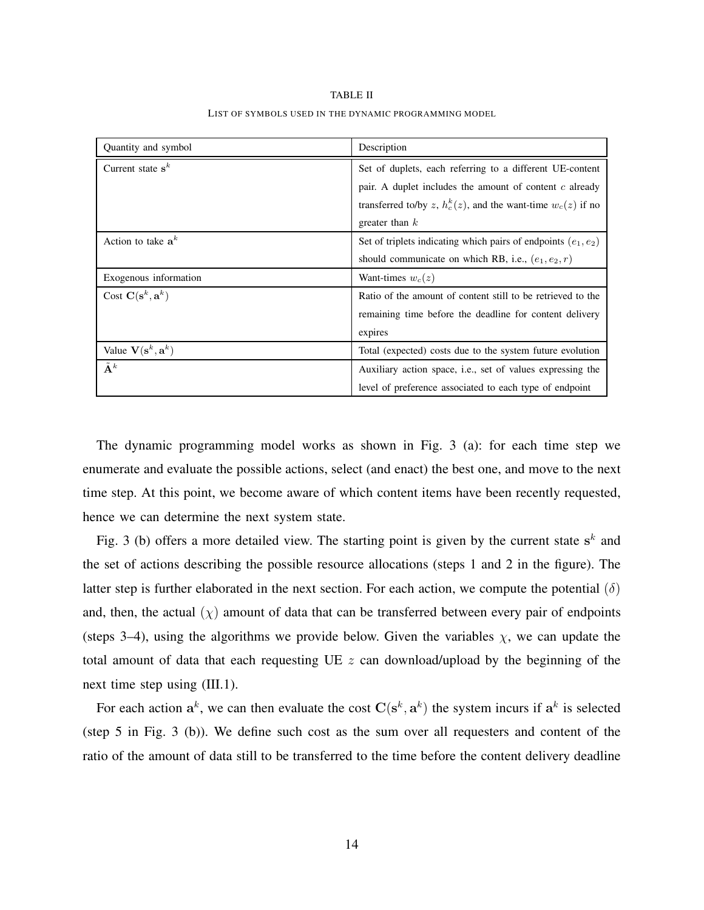TABLE II

LIST OF SYMBOLS USED IN THE DYNAMIC PROGRAMMING MODEL

| Quantity and symbol | Description |
|---|---|
| Current state $\mathbf{s}^k$ | Set of duplets, each referring to a different UE-content pair. A duplet includes the amount of content $c$ already transferred to/by $z$, $h_c^k(z)$, and the want-time $w_c(z)$ if no greater than $k$ |
| Action to take $\mathbf{a}^k$ | Set of triplets indicating which pairs of endpoints $(e_1, e_2)$ should communicate on which RB, i.e., $(e_1, e_2, r)$ |
| Exogenous information | Want-times $w_c(z)$ |
| Cost $\mathbf{C}(\mathbf{s}^k, \mathbf{a}^k)$ | Ratio of the amount of content still to be retrieved to the remaining time before the deadline for content delivery expires |
| Value $\mathbf{V}(\mathbf{s}^k, \mathbf{a}^k)$ | Total (expected) costs due to the system future evolution |
| $\tilde{\mathbf{A}}^k$ | Auxiliary action space, i.e., set of values expressing the level of preference associated to each type of endpoint |

The dynamic programming model works as shown in Fig. 3 (a): for each time step we enumerate and evaluate the possible actions, select (and enact) the best one, and move to the next time step. At this point, we become aware of which content items have been recently requested, hence we can determine the next system state.

Fig. 3 (b) offers a more detailed view. The starting point is given by the current state $\mathbf{s}^k$ and the set of actions describing the possible resource allocations (steps 1 and 2 in the figure). The latter step is further elaborated in the next section. For each action, we compute the potential $(\delta)$ and, then, the actual $(\chi)$ amount of data that can be transferred between every pair of endpoints (steps 3–4), using the algorithms we provide below. Given the variables $\chi$, we can update the total amount of data that each requesting UE $z$ can download/upload by the beginning of the next time step using (III.1).

For each action $\mathbf{a}^k$, we can then evaluate the cost $\mathbf{C}(\mathbf{s}^k, \mathbf{a}^k)$ the system incurs if $\mathbf{a}^k$ is selected (step 5 in Fig. 3 (b)). We define such cost as the sum over all requesters and content of the ratio of the amount of data still to be transferred to the time before the content delivery deadline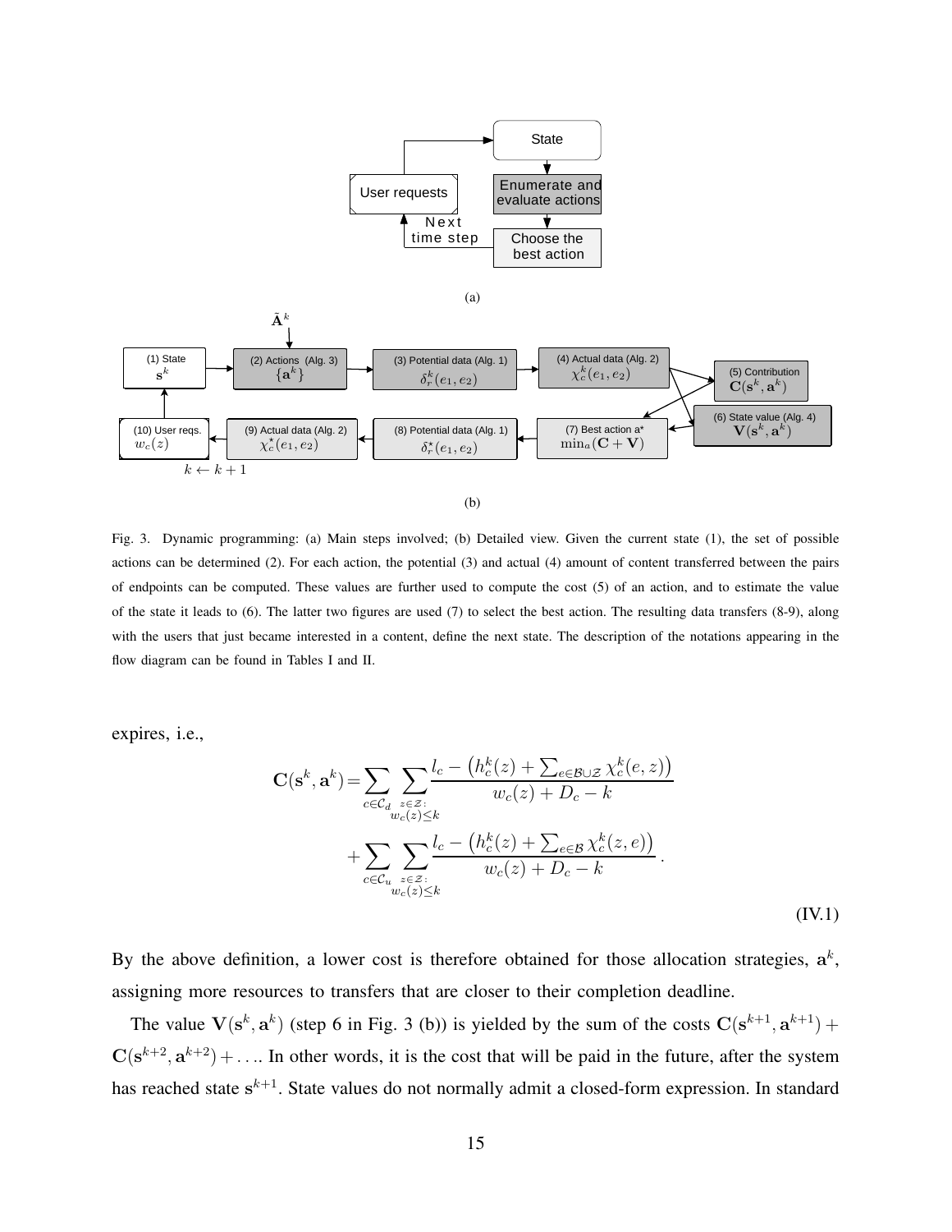State

Enumerate and evaluate actions

Choose the best action

User requests

Next time step

(a)

$\tilde{\mathbf{A}}^k$

(1) State $\mathbf{s}^k$

(2) Actions (Alg. 3) $\{\mathbf{a}^k\}$

(3) Potential data (Alg. 1) $\delta_r^k(e_1, e_2)$

(4) Actual data (Alg. 2) $\chi_c^k(e_1, e_2)$

(5) Contribution $\mathbf{C}(\mathbf{s}^k, \mathbf{a}^k)$

(6) State value (Alg. 4) $\mathbf{V}(\mathbf{s}^k, \mathbf{a}^k)$

(7) Best action a* $\min_a(\mathbf{C} + \mathbf{V})$

(8) Potential data (Alg. 1) $\delta_r^\star(e_1, e_2)$

(9) Actual data (Alg. 2) $\chi_c^\star(e_1, e_2)$

(10) User reqs. $w_c(z)$

$k \leftarrow k + 1$

(b)

Fig. 3. Dynamic programming: (a) Main steps involved; (b) Detailed view. Given the current state (1), the set of possible actions can be determined (2). For each action, the potential (3) and actual (4) amount of content transferred between the pairs of endpoints can be computed. These values are further used to compute the cost (5) of an action, and to estimate the value of the state it leads to (6). The latter two figures are used (7) to select the best action. The resulting data transfers (8-9), along with the users that just became interested in a content, define the next state. The description of the notations appearing in the flow diagram can be found in Tables I and II.

expires, i.e.,

$$
\begin{aligned}
\mathbf{C}(\mathbf{s}^k, \mathbf{a}^k) = &\sum_{c \in \mathcal{C}_d} \sum_{\substack{z \in \mathcal{Z}: \\ w_c(z) \leq k}} \frac{l_c - \left(h_c^k(z) + \sum_{e \in \mathcal{B} \cup \mathcal{Z}} \chi_c^k(e, z)\right)}{w_c(z) + D_c - k} \\
&+ \sum_{c \in \mathcal{C}_u} \sum_{\substack{z \in \mathcal{Z}: \\ w_c(z) \leq k}} \frac{l_c - \left(h_c^k(z) + \sum_{e \in \mathcal{B}} \chi_c^k(z, e)\right)}{w_c(z) + D_c - k} .
\end{aligned}
\tag{IV.1}
$$

By the above definition, a lower cost is therefore obtained for those allocation strategies, $\mathbf{a}^k$, assigning more resources to transfers that are closer to their completion deadline.

The value $\mathbf{V}(\mathbf{s}^k, \mathbf{a}^k)$ (step 6 in Fig. 3 (b)) is yielded by the sum of the costs $\mathbf{C}(\mathbf{s}^{k+1}, \mathbf{a}^{k+1}) + \mathbf{C}(\mathbf{s}^{k+2}, \mathbf{a}^{k+2}) + \ldots$. In other words, it is the cost that will be paid in the future, after the system has reached state $\mathbf{s}^{k+1}$. State values do not normally admit a closed-form expression. In standard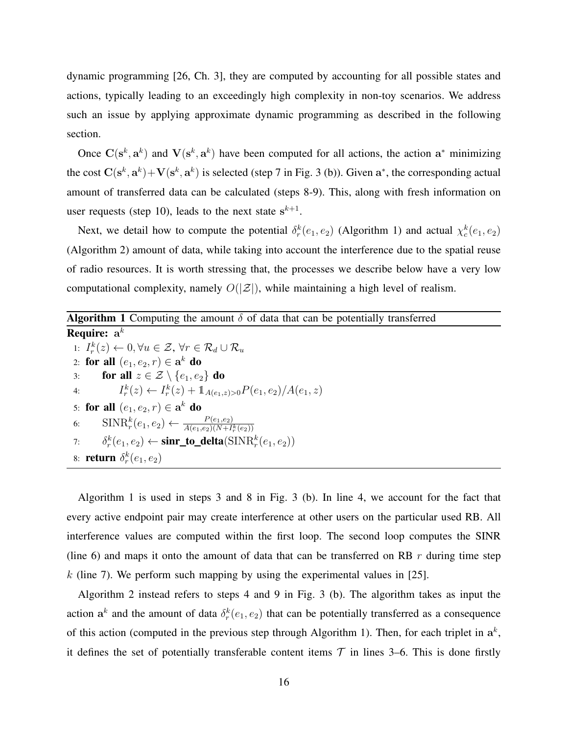dynamic programming [26, Ch. 3], they are computed by accounting for all possible states and actions, typically leading to an exceedingly high complexity in non-toy scenarios. We address such an issue by applying approximate dynamic programming as described in the following section.

Once $\mathbf{C}(\mathbf{s}^k, \mathbf{a}^k)$ and $\mathbf{V}(\mathbf{s}^k, \mathbf{a}^k)$ have been computed for all actions, the action $\mathbf{a}^*$ minimizing the cost $\mathbf{C}(\mathbf{s}^k, \mathbf{a}^k)+\mathbf{V}(\mathbf{s}^k, \mathbf{a}^k)$ is selected (step 7 in Fig. 3 (b)). Given $\mathbf{a}^*$, the corresponding actual amount of transferred data can be calculated (steps 8-9). This, along with fresh information on user requests (step 10), leads to the next state $\mathbf{s}^{k+1}$.

Next, we detail how to compute the potential $\delta_r^k(e_1, e_2)$ (Algorithm 1) and actual $\chi_c^k(e_1, e_2)$ (Algorithm 2) amount of data, while taking into account the interference due to the spatial reuse of radio resources. It is worth stressing that, the processes we describe below have a very low computational complexity, namely $O(|\mathcal{Z}|)$, while maintaining a high level of realism.

**Algorithm 1** Computing the amount $\delta$ of data that can be potentially transferred

**Require:** $\mathbf{a}^k$

1: $I_r^k(z) \leftarrow 0, \forall u \in \mathcal{Z}, \forall r \in \mathcal{R}_d \cup \mathcal{R}_u$
2: **for all** $(e_1, e_2, r) \in \mathbf{a}^k$ **do**
3: &nbsp;&nbsp;&nbsp;&nbsp;**for all** $z \in \mathcal{Z} \setminus \{e_1, e_2\}$ **do**
4: &nbsp;&nbsp;&nbsp;&nbsp;&nbsp;&nbsp;&nbsp;&nbsp;$I_r^k(z) \leftarrow I_r^k(z) + \mathbb{1}_{A(e_1,z)>0} P(e_1, e_2)/A(e_1, z)$
5: **for all** $(e_1, e_2, r) \in \mathbf{a}^k$ **do**
6: &nbsp;&nbsp;&nbsp;&nbsp;$\text{SINR}_r^k(e_1, e_2) \leftarrow \frac{P(e_1,e_2)}{A(e_1,e_2)(N+I_r^k(e_2))}$
7: &nbsp;&nbsp;&nbsp;&nbsp;$\delta_r^k(e_1, e_2) \leftarrow$ **sinr_to_delta**$(\text{SINR}_r^k(e_1, e_2))$
8: **return** $\delta_r^k(e_1, e_2)$

Algorithm 1 is used in steps 3 and 8 in Fig. 3 (b). In line 4, we account for the fact that every active endpoint pair may create interference at other users on the particular used RB. All interference values are computed within the first loop. The second loop computes the SINR (line 6) and maps it onto the amount of data that can be transferred on RB $r$ during time step $k$ (line 7). We perform such mapping by using the experimental values in [25].

Algorithm 2 instead refers to steps 4 and 9 in Fig. 3 (b). The algorithm takes as input the action $\mathbf{a}^k$ and the amount of data $\delta_r^k(e_1, e_2)$ that can be potentially transferred as a consequence of this action (computed in the previous step through Algorithm 1). Then, for each triplet in $\mathbf{a}^k$, it defines the set of potentially transferable content items $\mathcal{T}$ in lines 3–6. This is done firstly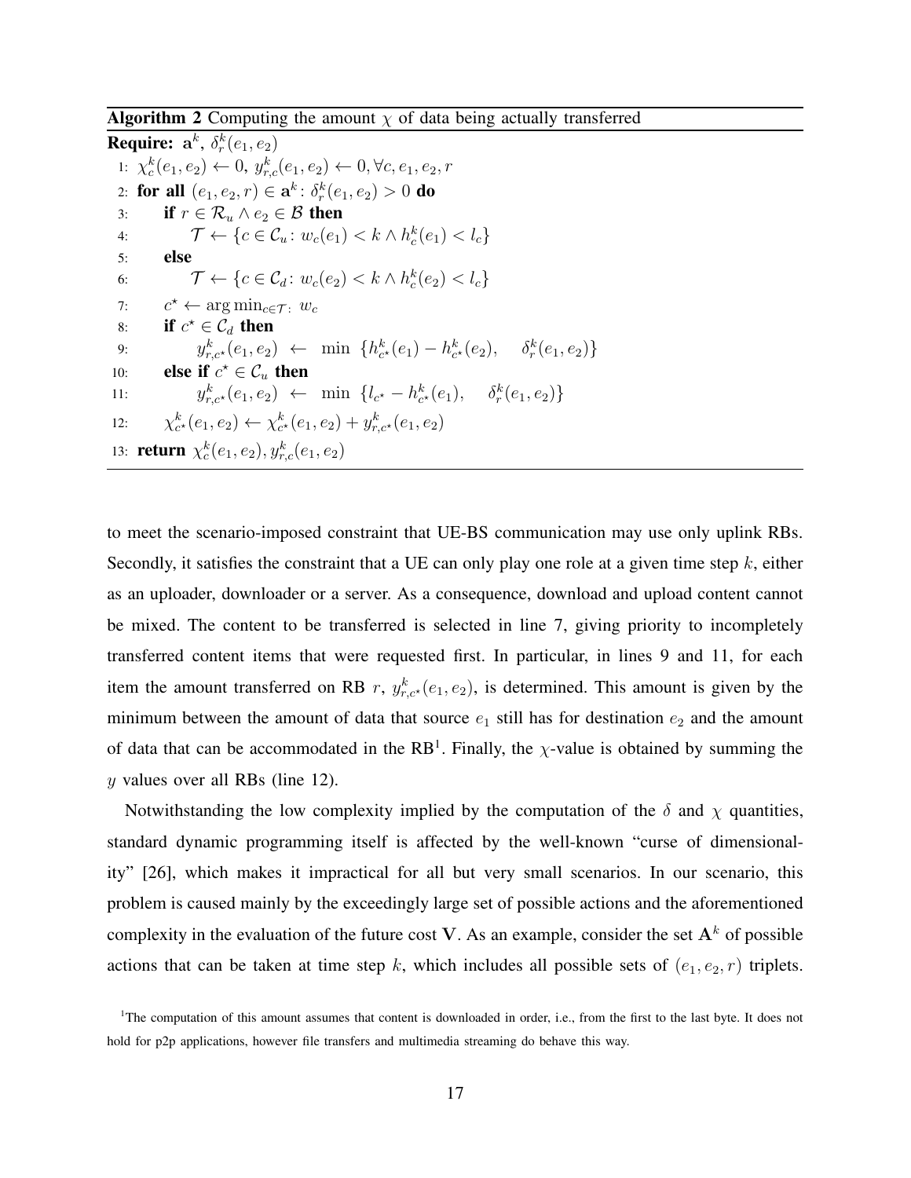**Algorithm 2** Computing the amount $\chi$ of data being actually transferred

**Require:** $\mathbf{a}^k$, $\delta_r^k(e_1, e_2)$

1: $\chi_c^k(e_1, e_2) \leftarrow 0$, $y_{r,c}^k(e_1, e_2) \leftarrow 0, \forall c, e_1, e_2, r$

2: **for all** $(e_1, e_2, r) \in \mathbf{a}^k \colon \delta_r^k(e_1, e_2) > 0$ **do**

3: &nbsp;&nbsp;&nbsp;&nbsp;**if** $r \in \mathcal{R}_u \wedge e_2 \in \mathcal{B}$ **then**

4: &nbsp;&nbsp;&nbsp;&nbsp;&nbsp;&nbsp;&nbsp;&nbsp;$\mathcal{T} \leftarrow \{c \in \mathcal{C}_u \colon w_c(e_1) < k \wedge h_c^k(e_1) < l_c\}$

5: &nbsp;&nbsp;&nbsp;&nbsp;**else**

6: &nbsp;&nbsp;&nbsp;&nbsp;&nbsp;&nbsp;&nbsp;&nbsp;$\mathcal{T} \leftarrow \{c \in \mathcal{C}_d \colon w_c(e_2) < k \wedge h_c^k(e_2) < l_c\}$

7: &nbsp;&nbsp;&nbsp;&nbsp;$c^\star \leftarrow \arg\min_{c \in \mathcal{T}:} w_c$

8: &nbsp;&nbsp;&nbsp;&nbsp;**if** $c^\star \in \mathcal{C}_d$ **then**

9: &nbsp;&nbsp;&nbsp;&nbsp;&nbsp;&nbsp;&nbsp;&nbsp;$y_{r,c^\star}^k(e_1, e_2) \leftarrow \min \{h_{c^\star}^k(e_1) - h_{c^\star}^k(e_2), \quad \delta_r^k(e_1, e_2)\}$

10: &nbsp;&nbsp;&nbsp;**else if** $c^\star \in \mathcal{C}_u$ **then**

11: &nbsp;&nbsp;&nbsp;&nbsp;&nbsp;&nbsp;&nbsp;$y_{r,c^\star}^k(e_1, e_2) \leftarrow \min \{l_{c^\star} - h_{c^\star}^k(e_1), \quad \delta_r^k(e_1, e_2)\}$

12: &nbsp;&nbsp;&nbsp;$\chi_{c^\star}^k(e_1, e_2) \leftarrow \chi_{c^\star}^k(e_1, e_2) + y_{r,c^\star}^k(e_1, e_2)$

13: **return** $\chi_c^k(e_1, e_2), y_{r,c}^k(e_1, e_2)$

to meet the scenario-imposed constraint that UE-BS communication may use only uplink RBs. Secondly, it satisfies the constraint that a UE can only play one role at a given time step $k$, either as an uploader, downloader or a server. As a consequence, download and upload content cannot be mixed. The content to be transferred is selected in line 7, giving priority to incompletely transferred content items that were requested first. In particular, in lines 9 and 11, for each item the amount transferred on RB $r$, $y_{r,c^\star}^k(e_1, e_2)$, is determined. This amount is given by the minimum between the amount of data that source $e_1$ still has for destination $e_2$ and the amount of data that can be accommodated in the RB[1]. Finally, the $\chi$-value is obtained by summing the $y$ values over all RBs (line 12).

Notwithstanding the low complexity implied by the computation of the $\delta$ and $\chi$ quantities, standard dynamic programming itself is affected by the well-known "curse of dimensionality" [26], which makes it impractical for all but very small scenarios. In our scenario, this problem is caused mainly by the exceedingly large set of possible actions and the aforementioned complexity in the evaluation of the future cost $\mathbf{V}$. As an example, consider the set $\mathbf{A}^k$ of possible actions that can be taken at time step $k$, which includes all possible sets of $(e_1, e_2, r)$ triplets.

[1]The computation of this amount assumes that content is downloaded in order, i.e., from the first to the last byte. It does not hold for p2p applications, however file transfers and multimedia streaming do behave this way.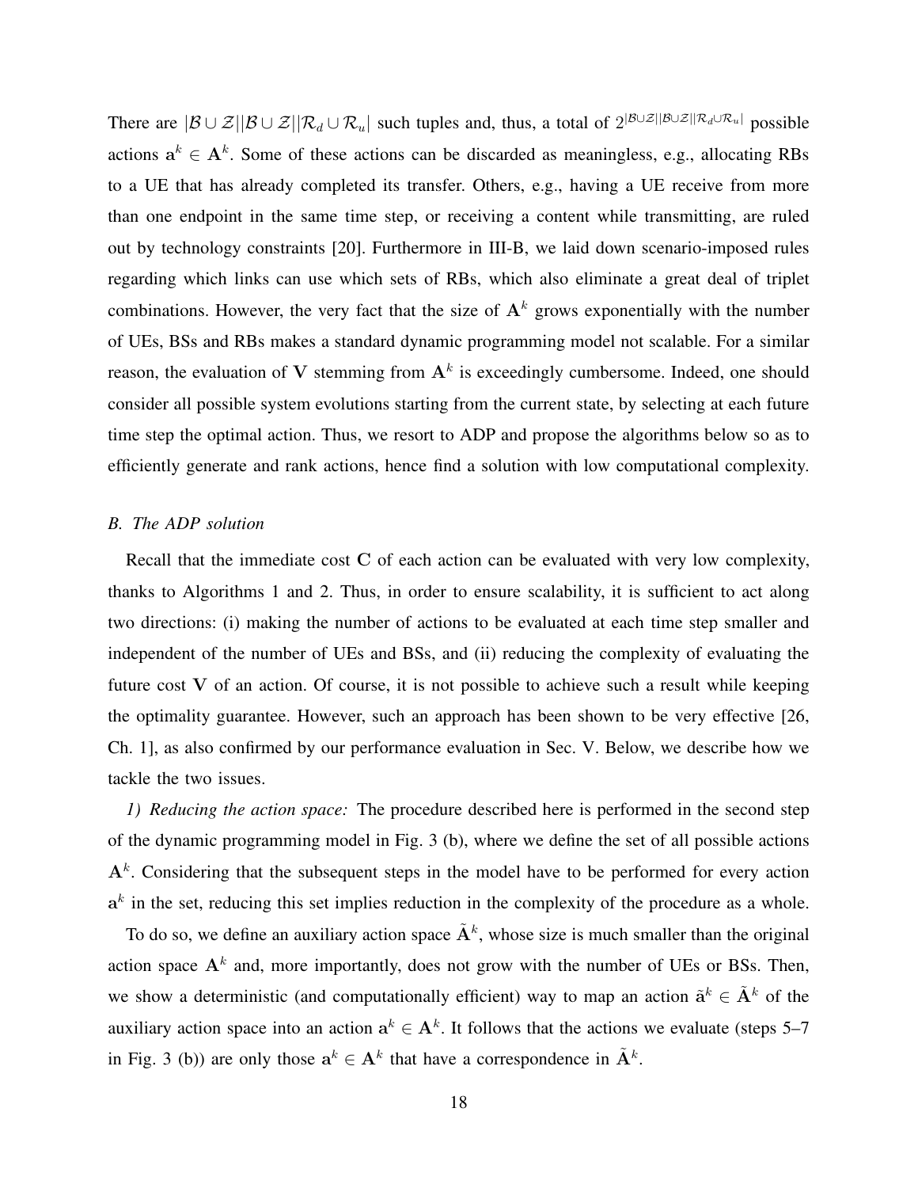There are $|\mathcal{B} \cup \mathcal{Z}||\mathcal{B} \cup \mathcal{Z}||\mathcal{R}_d \cup \mathcal{R}_u|$ such tuples and, thus, a total of $2^{|\mathcal{B} \cup \mathcal{Z}||\mathcal{B} \cup \mathcal{Z}||\mathcal{R}_d \cup \mathcal{R}_u|}$ possible actions $\mathbf{a}^k \in \mathbf{A}^k$. Some of these actions can be discarded as meaningless, e.g., allocating RBs to a UE that has already completed its transfer. Others, e.g., having a UE receive from more than one endpoint in the same time step, or receiving a content while transmitting, are ruled out by technology constraints [20]. Furthermore in III-B, we laid down scenario-imposed rules regarding which links can use which sets of RBs, which also eliminate a great deal of triplet combinations. However, the very fact that the size of $\mathbf{A}^k$ grows exponentially with the number of UEs, BSs and RBs makes a standard dynamic programming model not scalable. For a similar reason, the evaluation of $\mathbf{V}$ stemming from $\mathbf{A}^k$ is exceedingly cumbersome. Indeed, one should consider all possible system evolutions starting from the current state, by selecting at each future time step the optimal action. Thus, we resort to ADP and propose the algorithms below so as to efficiently generate and rank actions, hence find a solution with low computational complexity.

### *B. The ADP solution*

Recall that the immediate cost $\mathbf{C}$ of each action can be evaluated with very low complexity, thanks to Algorithms 1 and 2. Thus, in order to ensure scalability, it is sufficient to act along two directions: (i) making the number of actions to be evaluated at each time step smaller and independent of the number of UEs and BSs, and (ii) reducing the complexity of evaluating the future cost $\mathbf{V}$ of an action. Of course, it is not possible to achieve such a result while keeping the optimality guarantee. However, such an approach has been shown to be very effective [26, Ch. 1], as also confirmed by our performance evaluation in Sec. V. Below, we describe how we tackle the two issues.

*1) Reducing the action space:* The procedure described here is performed in the second step of the dynamic programming model in Fig. 3 (b), where we define the set of all possible actions $\mathbf{A}^k$. Considering that the subsequent steps in the model have to be performed for every action $\mathbf{a}^k$ in the set, reducing this set implies reduction in the complexity of the procedure as a whole.

To do so, we define an auxiliary action space $\tilde{\mathbf{A}}^k$, whose size is much smaller than the original action space $\mathbf{A}^k$ and, more importantly, does not grow with the number of UEs or BSs. Then, we show a deterministic (and computationally efficient) way to map an action $\tilde{\mathbf{a}}^k \in \tilde{\mathbf{A}}^k$ of the auxiliary action space into an action $\mathbf{a}^k \in \mathbf{A}^k$. It follows that the actions we evaluate (steps 5–7 in Fig. 3 (b)) are only those $\mathbf{a}^k \in \mathbf{A}^k$ that have a correspondence in $\tilde{\mathbf{A}}^k$.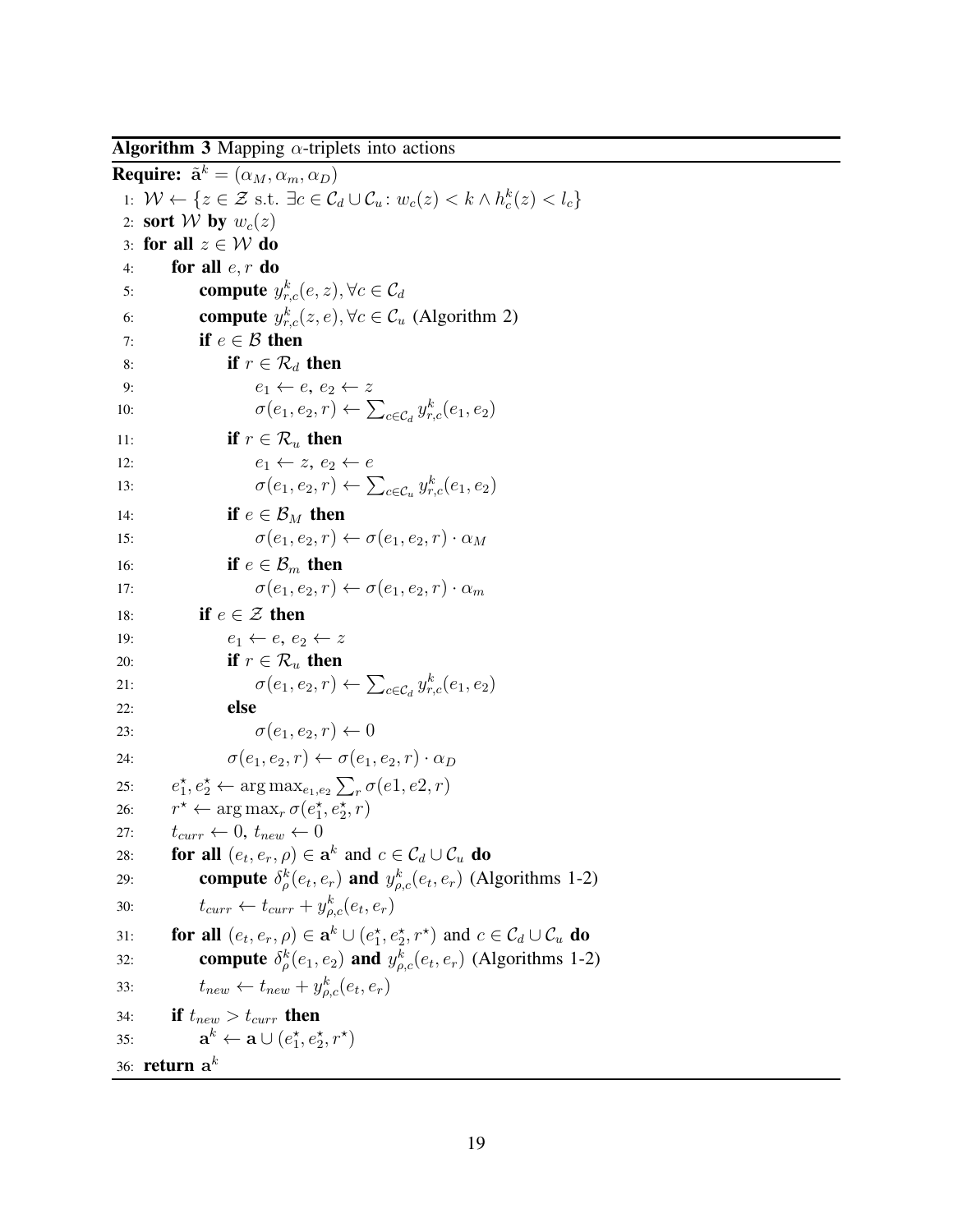**Algorithm 3** Mapping $\alpha$-triplets into actions

**Require:** $\tilde{\mathbf{a}}^k = (\alpha_M, \alpha_m, \alpha_D)$

1: $\mathcal{W} \leftarrow \{z \in \mathcal{Z} \text{ s.t. } \exists c \in \mathcal{C}_d \cup \mathcal{C}_u \colon w_c(z) < k \wedge h_c^k(z) < l_c\}$
2: **sort** $\mathcal{W}$ **by** $w_c(z)$
3: **for all** $z \in \mathcal{W}$ **do**
4: &nbsp;&nbsp;&nbsp;&nbsp;**for all** $e, r$ **do**
5: &nbsp;&nbsp;&nbsp;&nbsp;&nbsp;&nbsp;&nbsp;&nbsp;**compute** $y_{r,c}^k(e, z), \forall c \in \mathcal{C}_d$
6: &nbsp;&nbsp;&nbsp;&nbsp;&nbsp;&nbsp;&nbsp;&nbsp;**compute** $y_{r,c}^k(z, e), \forall c \in \mathcal{C}_u$ (Algorithm 2)
7: &nbsp;&nbsp;&nbsp;&nbsp;&nbsp;&nbsp;&nbsp;&nbsp;**if** $e \in \mathcal{B}$ **then**
8: &nbsp;&nbsp;&nbsp;&nbsp;&nbsp;&nbsp;&nbsp;&nbsp;&nbsp;&nbsp;&nbsp;&nbsp;**if** $r \in \mathcal{R}_d$ **then**
9: &nbsp;&nbsp;&nbsp;&nbsp;&nbsp;&nbsp;&nbsp;&nbsp;&nbsp;&nbsp;&nbsp;&nbsp;&nbsp;&nbsp;&nbsp;&nbsp;$e_1 \leftarrow e$, $e_2 \leftarrow z$
10: &nbsp;&nbsp;&nbsp;&nbsp;&nbsp;&nbsp;&nbsp;&nbsp;&nbsp;&nbsp;&nbsp;&nbsp;&nbsp;&nbsp;&nbsp;&nbsp;$\sigma(e_1, e_2, r) \leftarrow \sum_{c \in \mathcal{C}_d} y_{r,c}^k(e_1, e_2)$
11: &nbsp;&nbsp;&nbsp;&nbsp;&nbsp;&nbsp;&nbsp;&nbsp;&nbsp;&nbsp;&nbsp;&nbsp;**if** $r \in \mathcal{R}_u$ **then**
12: &nbsp;&nbsp;&nbsp;&nbsp;&nbsp;&nbsp;&nbsp;&nbsp;&nbsp;&nbsp;&nbsp;&nbsp;&nbsp;&nbsp;&nbsp;&nbsp;$e_1 \leftarrow z$, $e_2 \leftarrow e$
13: &nbsp;&nbsp;&nbsp;&nbsp;&nbsp;&nbsp;&nbsp;&nbsp;&nbsp;&nbsp;&nbsp;&nbsp;&nbsp;&nbsp;&nbsp;&nbsp;$\sigma(e_1, e_2, r) \leftarrow \sum_{c \in \mathcal{C}_u} y_{r,c}^k(e_1, e_2)$
14: &nbsp;&nbsp;&nbsp;&nbsp;&nbsp;&nbsp;&nbsp;&nbsp;&nbsp;&nbsp;&nbsp;&nbsp;**if** $e \in \mathcal{B}_M$ **then**
15: &nbsp;&nbsp;&nbsp;&nbsp;&nbsp;&nbsp;&nbsp;&nbsp;&nbsp;&nbsp;&nbsp;&nbsp;&nbsp;&nbsp;&nbsp;&nbsp;$\sigma(e_1, e_2, r) \leftarrow \sigma(e_1, e_2, r) \cdot \alpha_M$
16: &nbsp;&nbsp;&nbsp;&nbsp;&nbsp;&nbsp;&nbsp;&nbsp;&nbsp;&nbsp;&nbsp;&nbsp;**if** $e \in \mathcal{B}_m$ **then**
17: &nbsp;&nbsp;&nbsp;&nbsp;&nbsp;&nbsp;&nbsp;&nbsp;&nbsp;&nbsp;&nbsp;&nbsp;&nbsp;&nbsp;&nbsp;&nbsp;$\sigma(e_1, e_2, r) \leftarrow \sigma(e_1, e_2, r) \cdot \alpha_m$
18: &nbsp;&nbsp;&nbsp;&nbsp;&nbsp;&nbsp;&nbsp;&nbsp;**if** $e \in \mathcal{Z}$ **then**
19: &nbsp;&nbsp;&nbsp;&nbsp;&nbsp;&nbsp;&nbsp;&nbsp;&nbsp;&nbsp;&nbsp;&nbsp;$e_1 \leftarrow e$, $e_2 \leftarrow z$
20: &nbsp;&nbsp;&nbsp;&nbsp;&nbsp;&nbsp;&nbsp;&nbsp;&nbsp;&nbsp;&nbsp;&nbsp;**if** $r \in \mathcal{R}_u$ **then**
21: &nbsp;&nbsp;&nbsp;&nbsp;&nbsp;&nbsp;&nbsp;&nbsp;&nbsp;&nbsp;&nbsp;&nbsp;&nbsp;&nbsp;&nbsp;&nbsp;$\sigma(e_1, e_2, r) \leftarrow \sum_{c \in \mathcal{C}_d} y_{r,c}^k(e_1, e_2)$
22: &nbsp;&nbsp;&nbsp;&nbsp;&nbsp;&nbsp;&nbsp;&nbsp;&nbsp;&nbsp;&nbsp;&nbsp;**else**
23: &nbsp;&nbsp;&nbsp;&nbsp;&nbsp;&nbsp;&nbsp;&nbsp;&nbsp;&nbsp;&nbsp;&nbsp;&nbsp;&nbsp;&nbsp;&nbsp;$\sigma(e_1, e_2, r) \leftarrow 0$
24: &nbsp;&nbsp;&nbsp;&nbsp;&nbsp;&nbsp;&nbsp;&nbsp;&nbsp;&nbsp;&nbsp;&nbsp;$\sigma(e_1, e_2, r) \leftarrow \sigma(e_1, e_2, r) \cdot \alpha_D$
25: &nbsp;&nbsp;&nbsp;&nbsp;$e_1^\star, e_2^\star \leftarrow \arg\max_{e_1, e_2} \sum_r \sigma(e1, e2, r)$
26: &nbsp;&nbsp;&nbsp;&nbsp;$r^\star \leftarrow \arg\max_r \sigma(e_1^\star, e_2^\star, r)$
27: &nbsp;&nbsp;&nbsp;&nbsp;$t_{curr} \leftarrow 0$, $t_{new} \leftarrow 0$
28: &nbsp;&nbsp;&nbsp;&nbsp;**for all** $(e_t, e_r, \rho) \in \mathbf{a}^k$ and $c \in \mathcal{C}_d \cup \mathcal{C}_u$ **do**
29: &nbsp;&nbsp;&nbsp;&nbsp;&nbsp;&nbsp;&nbsp;&nbsp;**compute** $\delta_\rho^k(e_t, e_r)$ **and** $y_{\rho,c}^k(e_t, e_r)$ (Algorithms 1-2)
30: &nbsp;&nbsp;&nbsp;&nbsp;&nbsp;&nbsp;&nbsp;&nbsp;$t_{curr} \leftarrow t_{curr} + y_{\rho,c}^k(e_t, e_r)$
31: &nbsp;&nbsp;&nbsp;&nbsp;**for all** $(e_t, e_r, \rho) \in \mathbf{a}^k \cup (e_1^\star, e_2^\star, r^\star)$ and $c \in \mathcal{C}_d \cup \mathcal{C}_u$ **do**
32: &nbsp;&nbsp;&nbsp;&nbsp;&nbsp;&nbsp;&nbsp;&nbsp;**compute** $\delta_\rho^k(e_1, e_2)$ **and** $y_{\rho,c}^k(e_t, e_r)$ (Algorithms 1-2)
33: &nbsp;&nbsp;&nbsp;&nbsp;&nbsp;&nbsp;&nbsp;&nbsp;$t_{new} \leftarrow t_{new} + y_{\rho,c}^k(e_t, e_r)$
34: &nbsp;&nbsp;&nbsp;&nbsp;**if** $t_{new} > t_{curr}$ **then**
35: &nbsp;&nbsp;&nbsp;&nbsp;&nbsp;&nbsp;&nbsp;&nbsp;$\mathbf{a}^k \leftarrow \mathbf{a} \cup (e_1^\star, e_2^\star, r^\star)$
36: **return** $\mathbf{a}^k$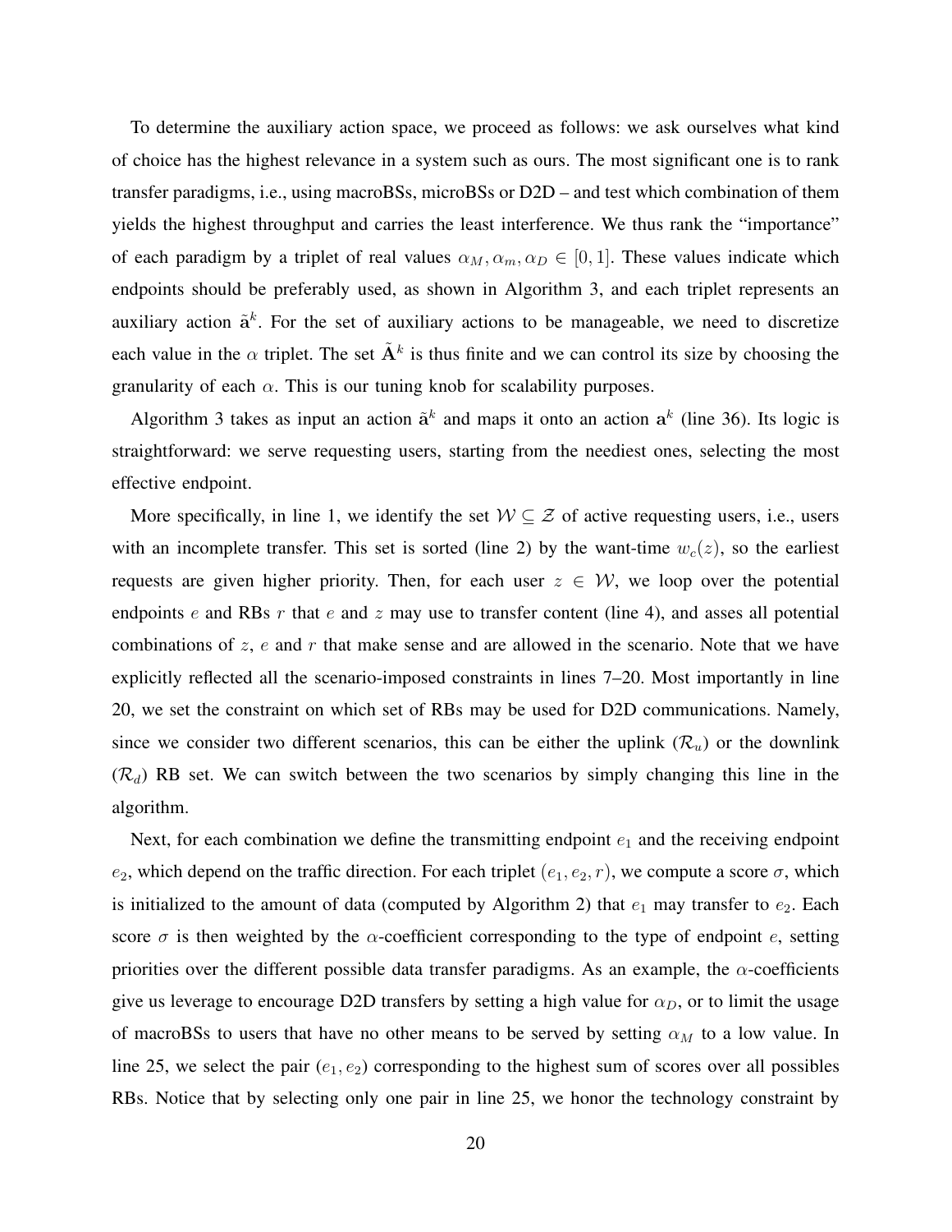To determine the auxiliary action space, we proceed as follows: we ask ourselves what kind of choice has the highest relevance in a system such as ours. The most significant one is to rank transfer paradigms, i.e., using macroBSs, microBSs or D2D – and test which combination of them yields the highest throughput and carries the least interference. We thus rank the "importance" of each paradigm by a triplet of real values $\alpha_M, \alpha_m, \alpha_D \in [0, 1]$. These values indicate which endpoints should be preferably used, as shown in Algorithm 3, and each triplet represents an auxiliary action $\tilde{\mathbf{a}}^k$. For the set of auxiliary actions to be manageable, we need to discretize each value in the $\alpha$ triplet. The set $\tilde{\mathbf{A}}^k$ is thus finite and we can control its size by choosing the granularity of each $\alpha$. This is our tuning knob for scalability purposes.

Algorithm 3 takes as input an action $\tilde{\mathbf{a}}^k$ and maps it onto an action $\mathbf{a}^k$ (line 36). Its logic is straightforward: we serve requesting users, starting from the neediest ones, selecting the most effective endpoint.

More specifically, in line 1, we identify the set $\mathcal{W} \subseteq \mathcal{Z}$ of active requesting users, i.e., users with an incomplete transfer. This set is sorted (line 2) by the want-time $w_c(z)$, so the earliest requests are given higher priority. Then, for each user $z \in \mathcal{W}$, we loop over the potential endpoints $e$ and RBs $r$ that $e$ and $z$ may use to transfer content (line 4), and asses all potential combinations of $z$, $e$ and $r$ that make sense and are allowed in the scenario. Note that we have explicitly reflected all the scenario-imposed constraints in lines 7–20. Most importantly in line 20, we set the constraint on which set of RBs may be used for D2D communications. Namely, since we consider two different scenarios, this can be either the uplink ($\mathcal{R}_u$) or the downlink ($\mathcal{R}_d$) RB set. We can switch between the two scenarios by simply changing this line in the algorithm.

Next, for each combination we define the transmitting endpoint $e_1$ and the receiving endpoint $e_2$, which depend on the traffic direction. For each triplet $(e_1, e_2, r)$, we compute a score $\sigma$, which is initialized to the amount of data (computed by Algorithm 2) that $e_1$ may transfer to $e_2$. Each score $\sigma$ is then weighted by the $\alpha$-coefficient corresponding to the type of endpoint $e$, setting priorities over the different possible data transfer paradigms. As an example, the $\alpha$-coefficients give us leverage to encourage D2D transfers by setting a high value for $\alpha_D$, or to limit the usage of macroBSs to users that have no other means to be served by setting $\alpha_M$ to a low value. In line 25, we select the pair $(e_1, e_2)$ corresponding to the highest sum of scores over all possibles RBs. Notice that by selecting only one pair in line 25, we honor the technology constraint by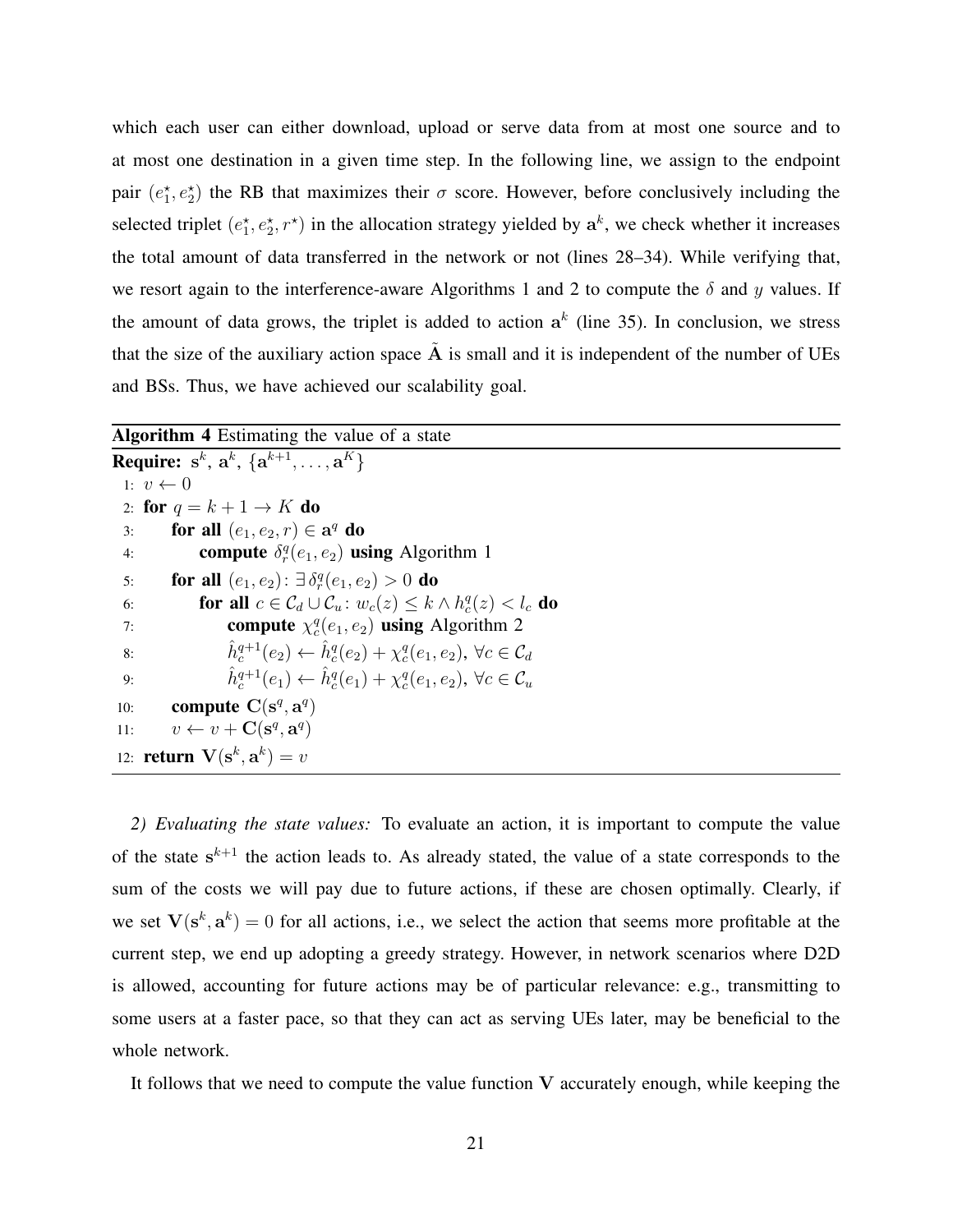which each user can either download, upload or serve data from at most one source and to at most one destination in a given time step. In the following line, we assign to the endpoint pair $(e_1^\star, e_2^\star)$ the RB that maximizes their $\sigma$ score. However, before conclusively including the selected triplet $(e_1^\star, e_2^\star, r^\star)$ in the allocation strategy yielded by $\mathbf{a}^k$, we check whether it increases the total amount of data transferred in the network or not (lines 28–34). While verifying that, we resort again to the interference-aware Algorithms 1 and 2 to compute the $\delta$ and $y$ values. If the amount of data grows, the triplet is added to action $\mathbf{a}^k$ (line 35). In conclusion, we stress that the size of the auxiliary action space $\tilde{\mathbf{A}}$ is small and it is independent of the number of UEs and BSs. Thus, we have achieved our scalability goal.

**Algorithm 4** Estimating the value of a state

**Require:** $\mathbf{s}^k$, $\mathbf{a}^k$, $\{\mathbf{a}^{k+1}, \ldots, \mathbf{a}^K\}$

1: $v \leftarrow 0$
2: **for** $q = k+1 \rightarrow K$ **do**
3: &nbsp;&nbsp;&nbsp;&nbsp;**for all** $(e_1, e_2, r) \in \mathbf{a}^q$ **do**
4: &nbsp;&nbsp;&nbsp;&nbsp;&nbsp;&nbsp;&nbsp;&nbsp;**compute** $\delta_r^q(e_1, e_2)$ **using** Algorithm 1
5: &nbsp;&nbsp;&nbsp;&nbsp;**for all** $(e_1, e_2) \colon \exists\, \delta_r^q(e_1, e_2) > 0$ **do**
6: &nbsp;&nbsp;&nbsp;&nbsp;&nbsp;&nbsp;&nbsp;&nbsp;**for all** $c \in \mathcal{C}_d \cup \mathcal{C}_u \colon w_c(z) \leq k \wedge h_c^q(z) < l_c$ **do**
7: &nbsp;&nbsp;&nbsp;&nbsp;&nbsp;&nbsp;&nbsp;&nbsp;&nbsp;&nbsp;&nbsp;&nbsp;**compute** $\chi_c^q(e_1, e_2)$ **using** Algorithm 2
8: &nbsp;&nbsp;&nbsp;&nbsp;&nbsp;&nbsp;&nbsp;&nbsp;&nbsp;&nbsp;&nbsp;&nbsp;$\hat{h}_c^{q+1}(e_2) \leftarrow \hat{h}_c^q(e_2) + \chi_c^q(e_1, e_2),\ \forall c \in \mathcal{C}_d$
9: &nbsp;&nbsp;&nbsp;&nbsp;&nbsp;&nbsp;&nbsp;&nbsp;&nbsp;&nbsp;&nbsp;&nbsp;$\hat{h}_c^{q+1}(e_1) \leftarrow \hat{h}_c^q(e_1) + \chi_c^q(e_1, e_2),\ \forall c \in \mathcal{C}_u$
10: &nbsp;&nbsp;&nbsp;&nbsp;**compute** $\mathbf{C}(\mathbf{s}^q, \mathbf{a}^q)$
11: &nbsp;&nbsp;&nbsp;&nbsp;$v \leftarrow v + \mathbf{C}(\mathbf{s}^q, \mathbf{a}^q)$
12: **return** $\mathbf{V}(\mathbf{s}^k, \mathbf{a}^k) = v$

*2) Evaluating the state values:* To evaluate an action, it is important to compute the value of the state $\mathbf{s}^{k+1}$ the action leads to. As already stated, the value of a state corresponds to the sum of the costs we will pay due to future actions, if these are chosen optimally. Clearly, if we set $\mathbf{V}(\mathbf{s}^k, \mathbf{a}^k) = 0$ for all actions, i.e., we select the action that seems more profitable at the current step, we end up adopting a greedy strategy. However, in network scenarios where D2D is allowed, accounting for future actions may be of particular relevance: e.g., transmitting to some users at a faster pace, so that they can act as serving UEs later, may be beneficial to the whole network.

It follows that we need to compute the value function $\mathbf{V}$ accurately enough, while keeping the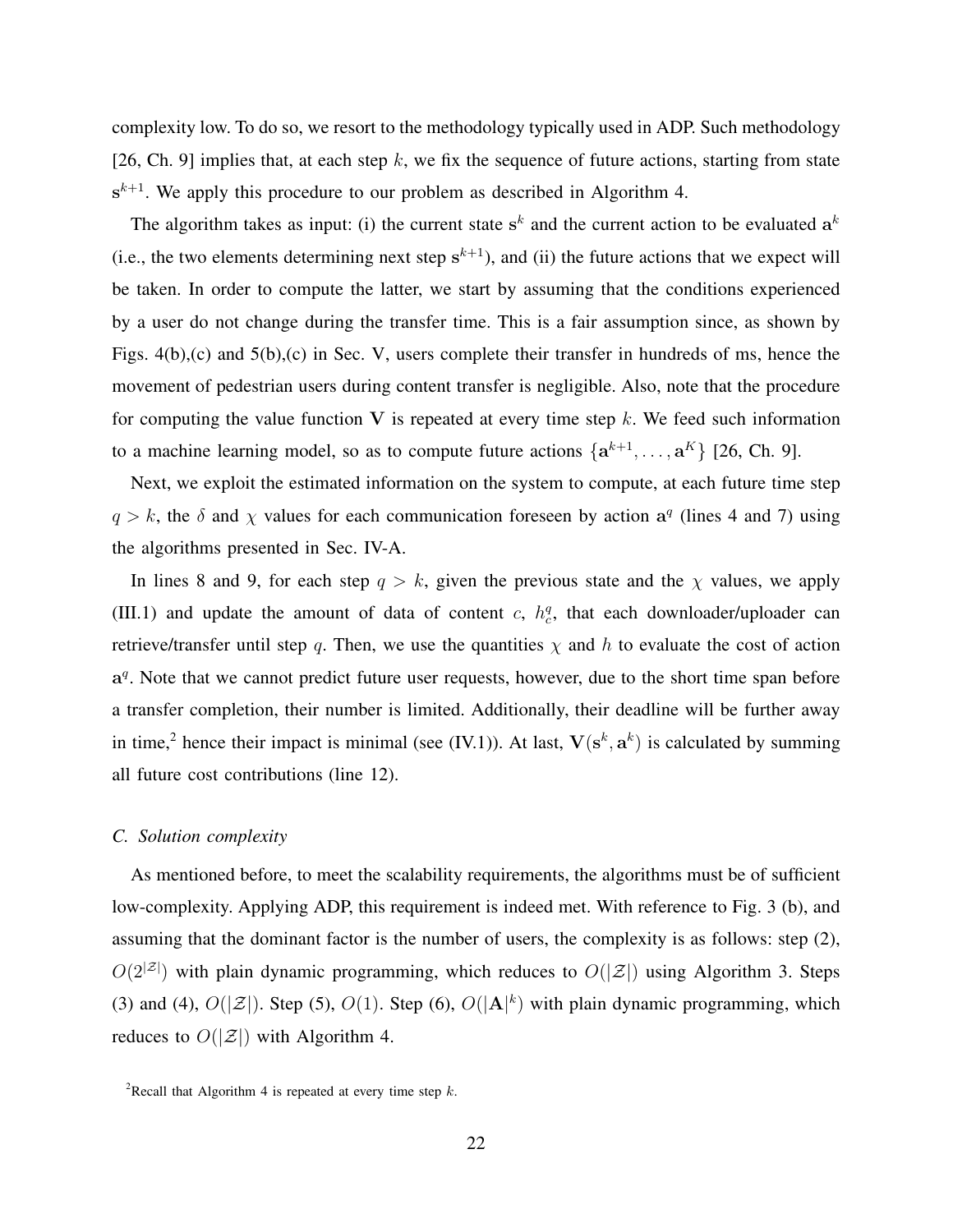complexity low. To do so, we resort to the methodology typically used in ADP. Such methodology [26, Ch. 9] implies that, at each step $k$, we fix the sequence of future actions, starting from state $\mathbf{s}^{k+1}$. We apply this procedure to our problem as described in Algorithm 4.

The algorithm takes as input: (i) the current state $\mathbf{s}^k$ and the current action to be evaluated $\mathbf{a}^k$ (i.e., the two elements determining next step $\mathbf{s}^{k+1}$), and (ii) the future actions that we expect will be taken. In order to compute the latter, we start by assuming that the conditions experienced by a user do not change during the transfer time. This is a fair assumption since, as shown by Figs. 4(b),(c) and 5(b),(c) in Sec. V, users complete their transfer in hundreds of ms, hence the movement of pedestrian users during content transfer is negligible. Also, note that the procedure for computing the value function $\mathbf{V}$ is repeated at every time step $k$. We feed such information to a machine learning model, so as to compute future actions $\{\mathbf{a}^{k+1}, \dots, \mathbf{a}^K\}$ [26, Ch. 9].

Next, we exploit the estimated information on the system to compute, at each future time step $q > k$, the $\delta$ and $\chi$ values for each communication foreseen by action $\mathbf{a}^q$ (lines 4 and 7) using the algorithms presented in Sec. IV-A.

In lines 8 and 9, for each step $q > k$, given the previous state and the $\chi$ values, we apply (III.1) and update the amount of data of content $c$, $h_c^q$, that each downloader/uploader can retrieve/transfer until step $q$. Then, we use the quantities $\chi$ and $h$ to evaluate the cost of action $\mathbf{a}^q$. Note that we cannot predict future user requests, however, due to the short time span before a transfer completion, their number is limited. Additionally, their deadline will be further away in time,[2] hence their impact is minimal (see (IV.1)). At last, $\mathbf{V}(\mathbf{s}^k, \mathbf{a}^k)$ is calculated by summing all future cost contributions (line 12).

### C. Solution complexity

As mentioned before, to meet the scalability requirements, the algorithms must be of sufficient low-complexity. Applying ADP, this requirement is indeed met. With reference to Fig. 3 (b), and assuming that the dominant factor is the number of users, the complexity is as follows: step (2), $O(2^{|\mathcal{Z}|})$ with plain dynamic programming, which reduces to $O(|\mathcal{Z}|)$ using Algorithm 3. Steps (3) and (4), $O(|\mathcal{Z}|)$. Step (5), $O(1)$. Step (6), $O(|\mathbf{A}|^k)$ with plain dynamic programming, which reduces to $O(|\mathcal{Z}|)$ with Algorithm 4.

[2] Recall that Algorithm 4 is repeated at every time step $k$.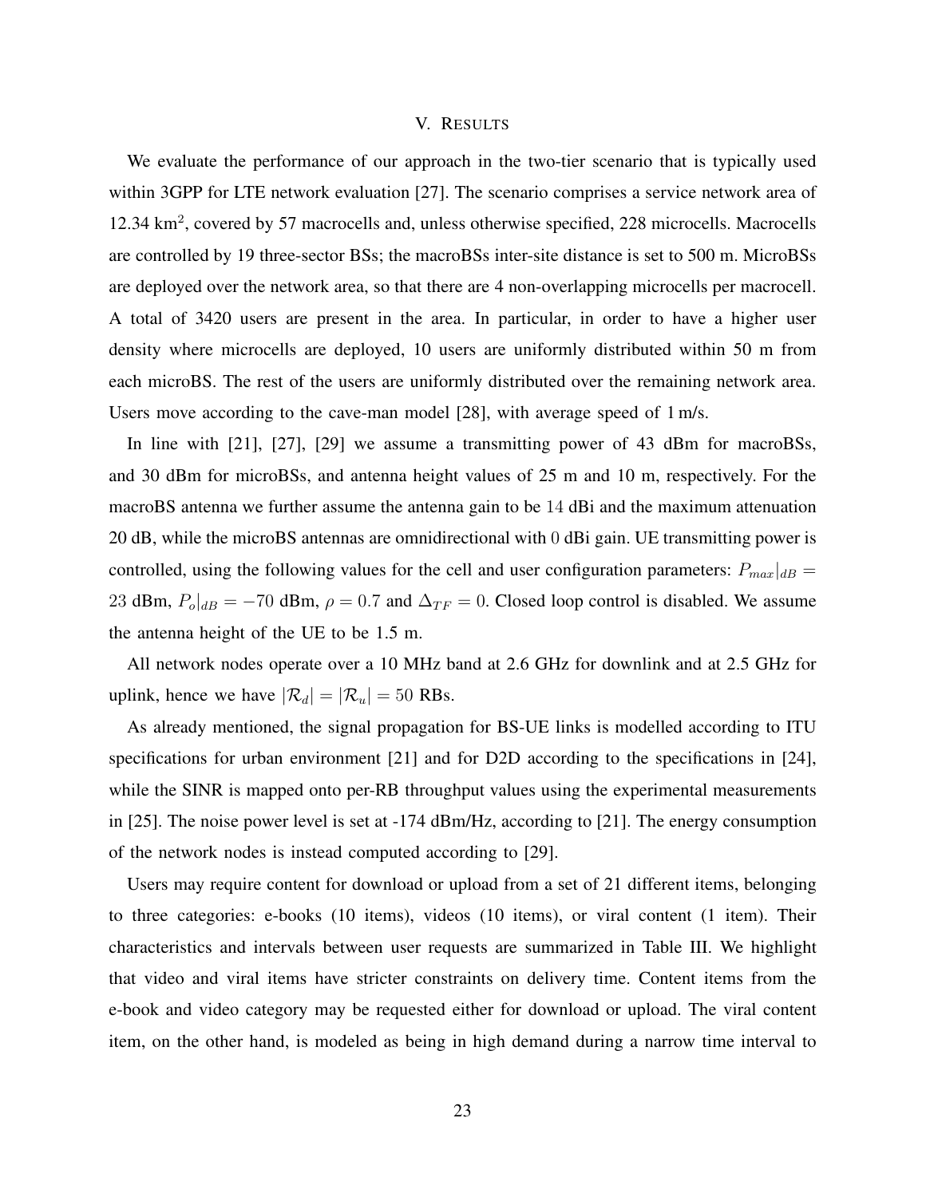## V. RESULTS

We evaluate the performance of our approach in the two-tier scenario that is typically used within 3GPP for LTE network evaluation [27]. The scenario comprises a service network area of 12.34 km$^2$, covered by 57 macrocells and, unless otherwise specified, 228 microcells. Macrocells are controlled by 19 three-sector BSs; the macroBSs inter-site distance is set to 500 m. MicroBSs are deployed over the network area, so that there are 4 non-overlapping microcells per macrocell. A total of 3420 users are present in the area. In particular, in order to have a higher user density where microcells are deployed, 10 users are uniformly distributed within 50 m from each microBS. The rest of the users are uniformly distributed over the remaining network area. Users move according to the cave-man model [28], with average speed of 1 m/s.

In line with [21], [27], [29] we assume a transmitting power of 43 dBm for macroBSs, and 30 dBm for microBSs, and antenna height values of 25 m and 10 m, respectively. For the macroBS antenna we further assume the antenna gain to be $14$ dBi and the maximum attenuation 20 dB, while the microBS antennas are omnidirectional with $0$ dBi gain. UE transmitting power is controlled, using the following values for the cell and user configuration parameters: $P_{max}|_{dB} = 23$ dBm, $P_o|_{dB} = -70$ dBm, $\rho = 0.7$ and $\Delta_{TF} = 0$. Closed loop control is disabled. We assume the antenna height of the UE to be 1.5 m.

All network nodes operate over a 10 MHz band at 2.6 GHz for downlink and at 2.5 GHz for uplink, hence we have $|\mathcal{R}_d| = |\mathcal{R}_u| = 50$ RBs.

As already mentioned, the signal propagation for BS-UE links is modelled according to ITU specifications for urban environment [21] and for D2D according to the specifications in [24], while the SINR is mapped onto per-RB throughput values using the experimental measurements in [25]. The noise power level is set at -174 dBm/Hz, according to [21]. The energy consumption of the network nodes is instead computed according to [29].

Users may require content for download or upload from a set of 21 different items, belonging to three categories: e-books (10 items), videos (10 items), or viral content (1 item). Their characteristics and intervals between user requests are summarized in Table III. We highlight that video and viral items have stricter constraints on delivery time. Content items from the e-book and video category may be requested either for download or upload. The viral content item, on the other hand, is modeled as being in high demand during a narrow time interval to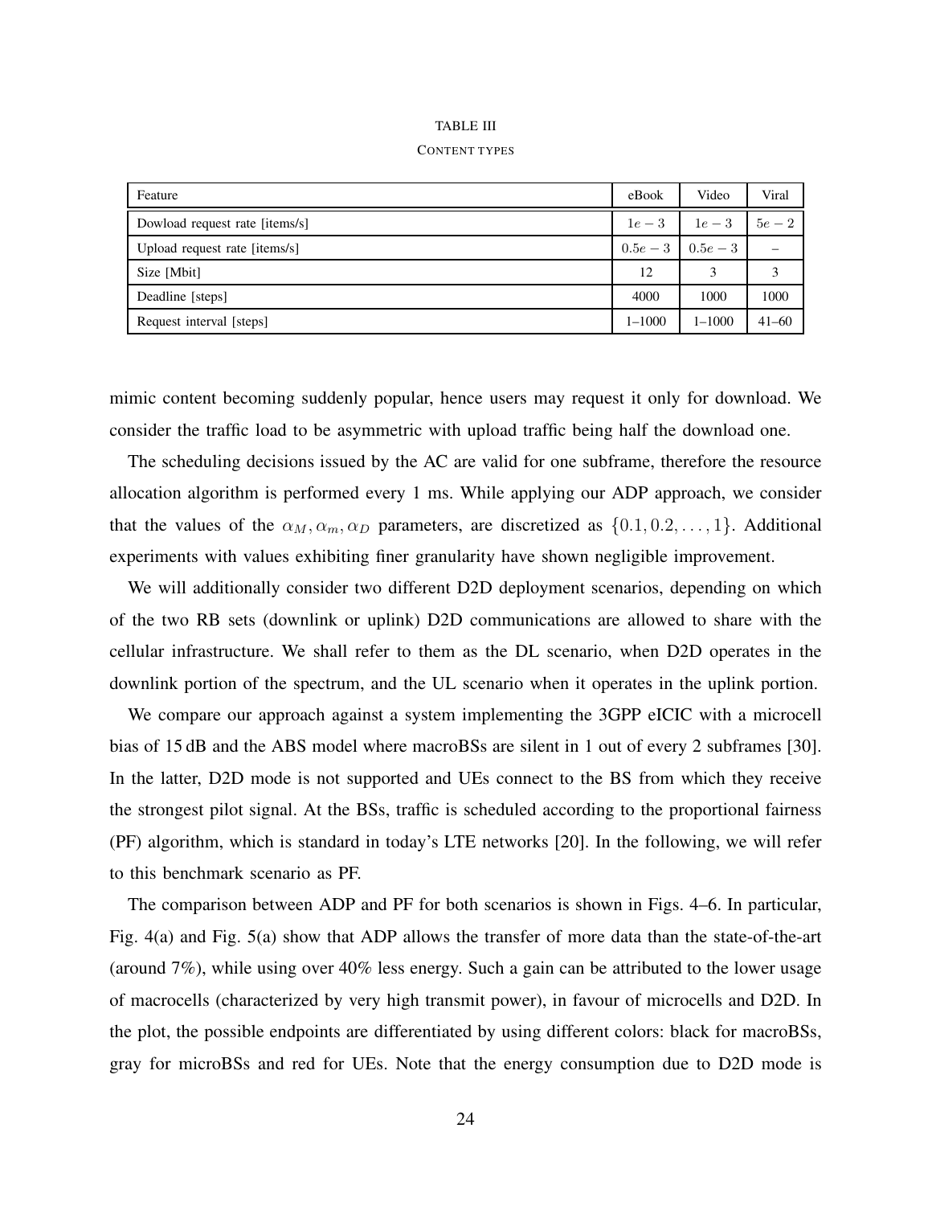TABLE III

CONTENT TYPES

| Feature | eBook | Video | Viral |
|---|---|---|---|
| Dowload request rate [items/s] | $1e-3$ | $1e-3$ | $5e-2$ |
| Upload request rate [items/s] | $0.5e-3$ | $0.5e-3$ | – |
| Size [Mbit] | 12 | 3 | 3 |
| Deadline [steps] | 4000 | 1000 | 1000 |
| Request interval [steps] | 1–1000 | 1–1000 | 41–60 |

mimic content becoming suddenly popular, hence users may request it only for download. We consider the traffic load to be asymmetric with upload traffic being half the download one.

The scheduling decisions issued by the AC are valid for one subframe, therefore the resource allocation algorithm is performed every 1 ms. While applying our ADP approach, we consider that the values of the $\alpha_M, \alpha_m, \alpha_D$ parameters, are discretized as $\{0.1, 0.2, \ldots, 1\}$. Additional experiments with values exhibiting finer granularity have shown negligible improvement.

We will additionally consider two different D2D deployment scenarios, depending on which of the two RB sets (downlink or uplink) D2D communications are allowed to share with the cellular infrastructure. We shall refer to them as the DL scenario, when D2D operates in the downlink portion of the spectrum, and the UL scenario when it operates in the uplink portion.

We compare our approach against a system implementing the 3GPP eICIC with a microcell bias of 15 dB and the ABS model where macroBSs are silent in 1 out of every 2 subframes [30]. In the latter, D2D mode is not supported and UEs connect to the BS from which they receive the strongest pilot signal. At the BSs, traffic is scheduled according to the proportional fairness (PF) algorithm, which is standard in today's LTE networks [20]. In the following, we will refer to this benchmark scenario as PF.

The comparison between ADP and PF for both scenarios is shown in Figs. 4–6. In particular, Fig. 4(a) and Fig. 5(a) show that ADP allows the transfer of more data than the state-of-the-art (around 7%), while using over 40% less energy. Such a gain can be attributed to the lower usage of macrocells (characterized by very high transmit power), in favour of microcells and D2D. In the plot, the possible endpoints are differentiated by using different colors: black for macroBSs, gray for microBSs and red for UEs. Note that the energy consumption due to D2D mode is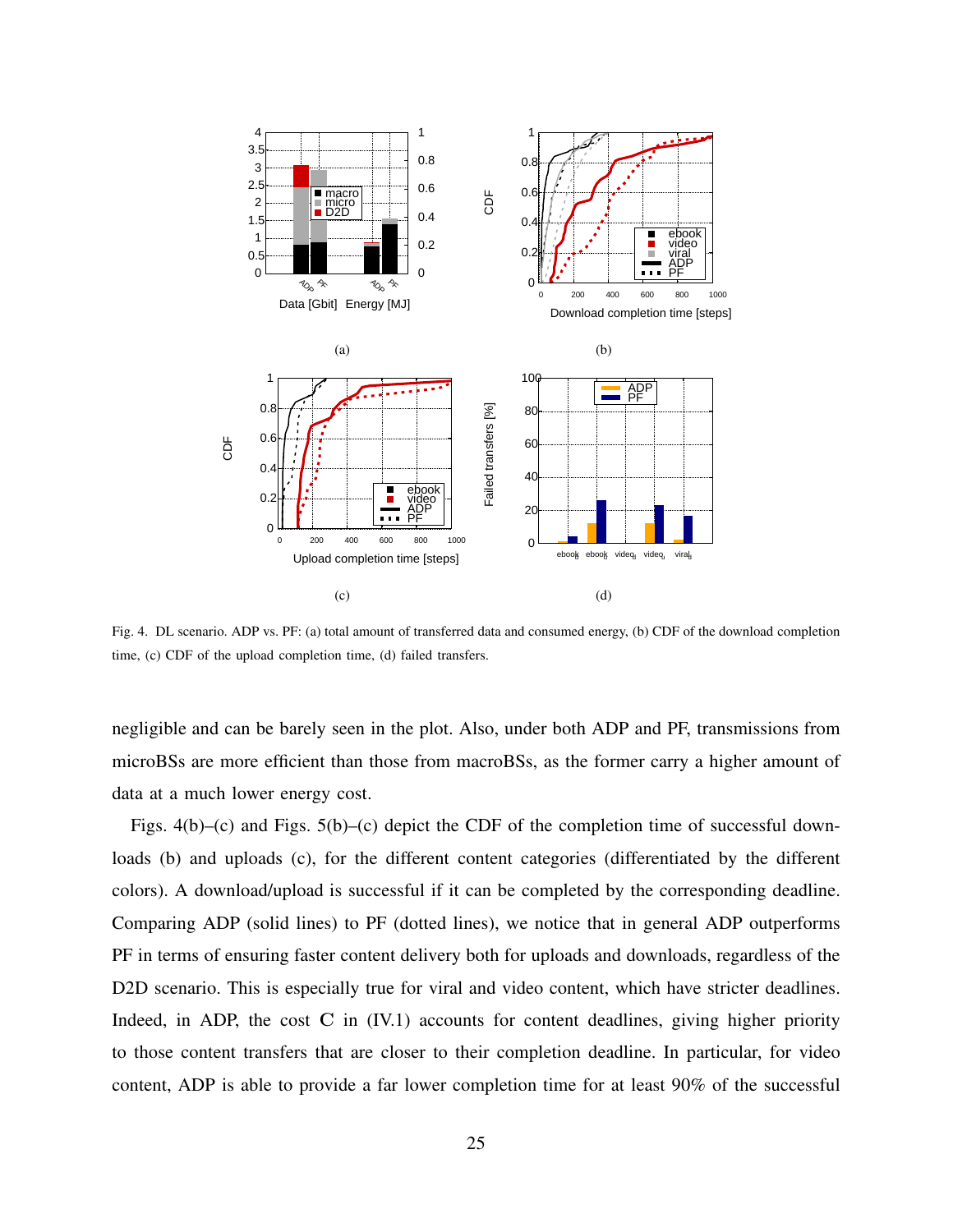Data [Gbit] Energy [MJ]

(a)

Download completion time [steps]

(b)

Upload completion time [steps]

(c)

Failed transfers [%]

(d)

Fig. 4. DL scenario. ADP vs. PF: (a) total amount of transferred data and consumed energy, (b) CDF of the download completion time, (c) CDF of the upload completion time, (d) failed transfers.

negligible and can be barely seen in the plot. Also, under both ADP and PF, transmissions from microBSs are more efficient than those from macroBSs, as the former carry a higher amount of data at a much lower energy cost.

Figs. 4(b)–(c) and Figs. 5(b)–(c) depict the CDF of the completion time of successful downloads (b) and uploads (c), for the different content categories (differentiated by the different colors). A download/upload is successful if it can be completed by the corresponding deadline. Comparing ADP (solid lines) to PF (dotted lines), we notice that in general ADP outperforms PF in terms of ensuring faster content delivery both for uploads and downloads, regardless of the D2D scenario. This is especially true for viral and video content, which have stricter deadlines. Indeed, in ADP, the cost $\mathbf{C}$ in (IV.1) accounts for content deadlines, giving higher priority to those content transfers that are closer to their completion deadline. In particular, for video content, ADP is able to provide a far lower completion time for at least 90% of the successful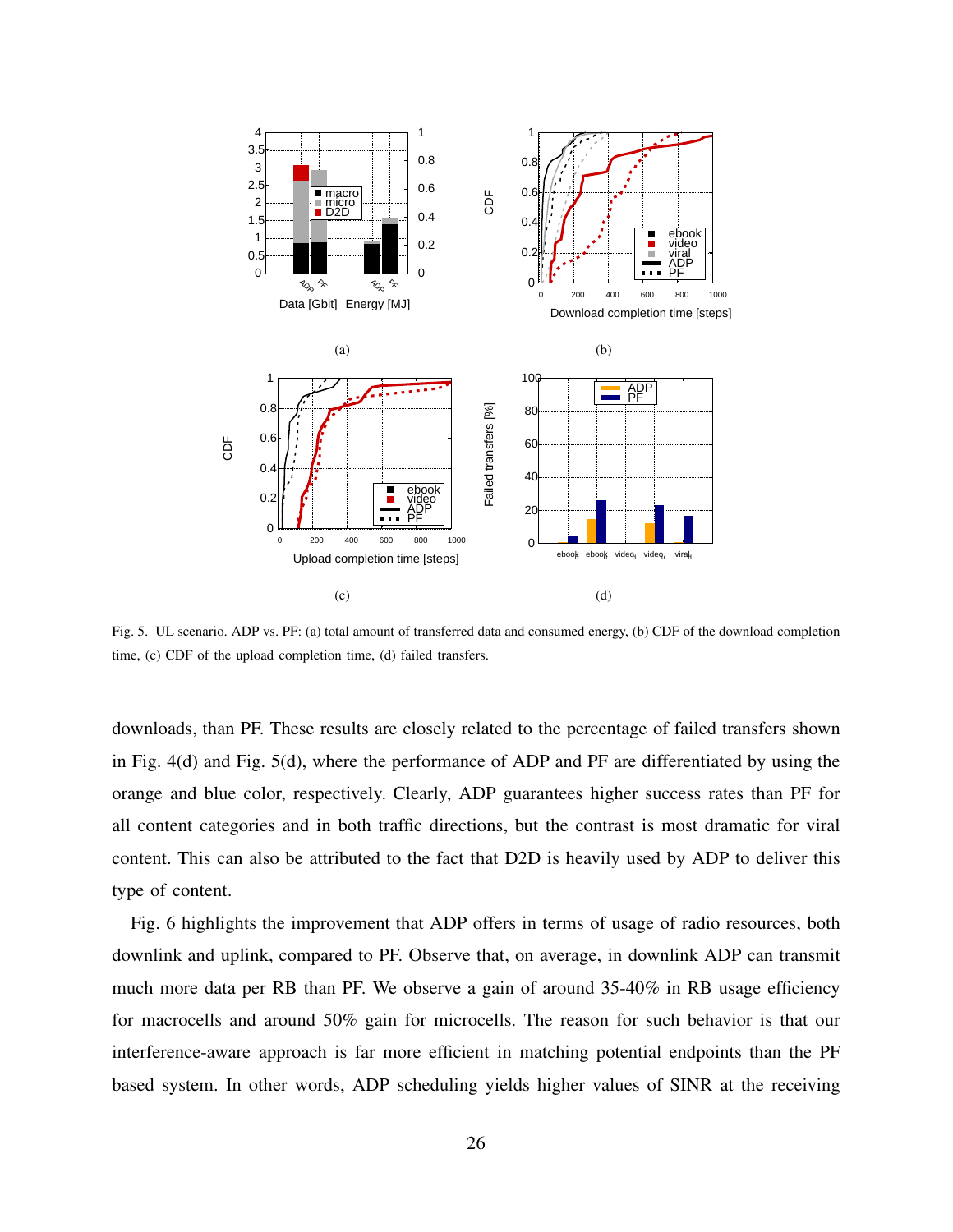4
3.5
3
2.5
2
1.5
1
0.5
0
1
0.8
0.6
0.4
0.2
0
macro
micro
D2D
ADP PF ADP PF
Data [Gbit] Energy [MJ]

(a)

CDF
1
0.8
0.6
0.4
0.2
0
0 200 400 600 800 1000
ebook
video
viral
ADP
PF
Download completion time [steps]

(b)

CDF
1
0.8
0.6
0.4
0.2
0
0 200 400 600 800 1000
ebook
video
ADP
PF
Upload completion time [steps]

(c)

Failed transfers [%]
100
80
60
40
20
0
ADP
PF
ebook$_l$ ebook$_l$ video$_u$ video$_u$ viral$_l$

(d)

Fig. 5. UL scenario. ADP vs. PF: (a) total amount of transferred data and consumed energy, (b) CDF of the download completion time, (c) CDF of the upload completion time, (d) failed transfers.

downloads, than PF. These results are closely related to the percentage of failed transfers shown in Fig. 4(d) and Fig. 5(d), where the performance of ADP and PF are differentiated by using the orange and blue color, respectively. Clearly, ADP guarantees higher success rates than PF for all content categories and in both traffic directions, but the contrast is most dramatic for viral content. This can also be attributed to the fact that D2D is heavily used by ADP to deliver this type of content.

Fig. 6 highlights the improvement that ADP offers in terms of usage of radio resources, both downlink and uplink, compared to PF. Observe that, on average, in downlink ADP can transmit much more data per RB than PF. We observe a gain of around 35-40% in RB usage efficiency for macrocells and around 50% gain for microcells. The reason for such behavior is that our interference-aware approach is far more efficient in matching potential endpoints than the PF based system. In other words, ADP scheduling yields higher values of SINR at the receiving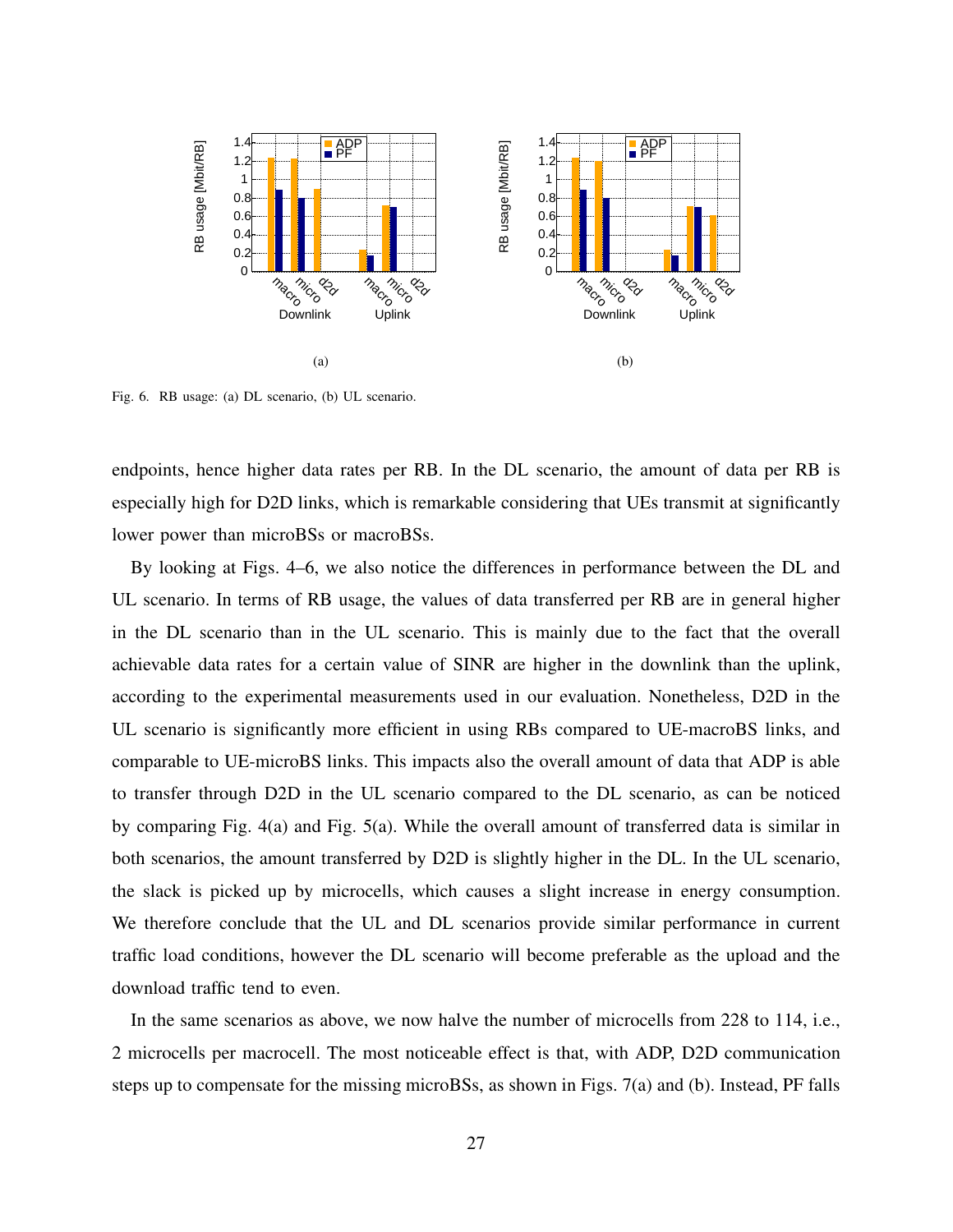RB usage [Mbit/RB]

1.4
1.2
1
0.8
0.6
0.4
0.2
0

ADP
PF

macro micro d2d macro micro d2d

Downlink Uplink

(a)

RB usage [Mbit/RB]

1.4
1.2
1
0.8
0.6
0.4
0.2
0

ADP
PF

macro micro d2d macro micro d2d

Downlink Uplink

(b)

Fig. 6. RB usage: (a) DL scenario, (b) UL scenario.

endpoints, hence higher data rates per RB. In the DL scenario, the amount of data per RB is especially high for D2D links, which is remarkable considering that UEs transmit at significantly lower power than microBSs or macroBSs.

By looking at Figs. 4–6, we also notice the differences in performance between the DL and UL scenario. In terms of RB usage, the values of data transferred per RB are in general higher in the DL scenario than in the UL scenario. This is mainly due to the fact that the overall achievable data rates for a certain value of SINR are higher in the downlink than the uplink, according to the experimental measurements used in our evaluation. Nonetheless, D2D in the UL scenario is significantly more efficient in using RBs compared to UE-macroBS links, and comparable to UE-microBS links. This impacts also the overall amount of data that ADP is able to transfer through D2D in the UL scenario compared to the DL scenario, as can be noticed by comparing Fig. 4(a) and Fig. 5(a). While the overall amount of transferred data is similar in both scenarios, the amount transferred by D2D is slightly higher in the DL. In the UL scenario, the slack is picked up by microcells, which causes a slight increase in energy consumption. We therefore conclude that the UL and DL scenarios provide similar performance in current traffic load conditions, however the DL scenario will become preferable as the upload and the download traffic tend to even.

In the same scenarios as above, we now halve the number of microcells from 228 to 114, i.e., 2 microcells per macrocell. The most noticeable effect is that, with ADP, D2D communication steps up to compensate for the missing microBSs, as shown in Figs. 7(a) and (b). Instead, PF falls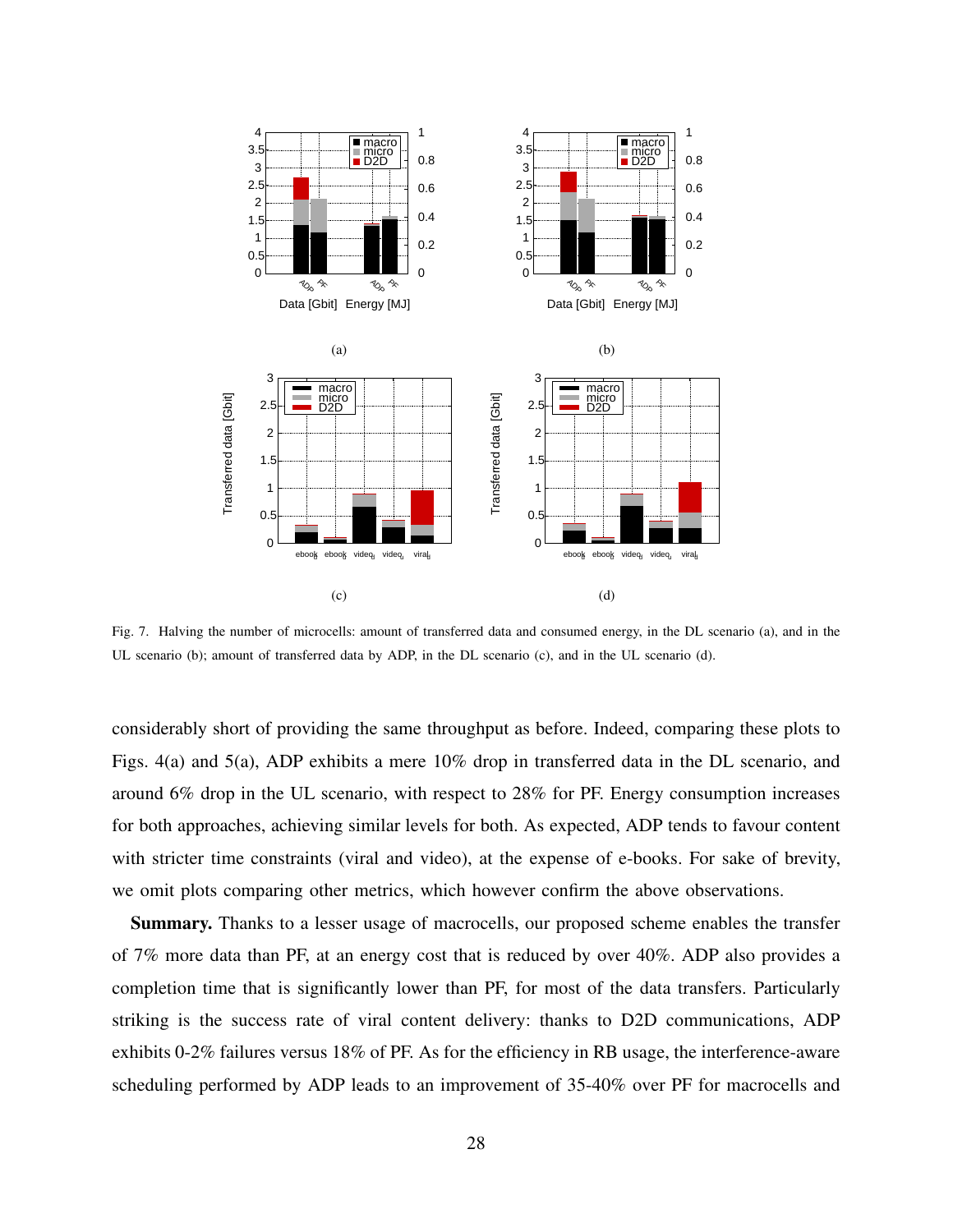4
3.5
3
2.5
2
1.5
1
0.5
0
1
0.8
0.6
0.4
0.2
0
macro
micro
D2D
ADP PF ADP PF
Data [Gbit] Energy [MJ]

(a)

4
3.5
3
2.5
2
1.5
1
0.5
0
1
0.8
0.6
0.4
0.2
0
macro
micro
D2D
ADP PF ADP PF
Data [Gbit] Energy [MJ]

(b)

Transferred data [Gbit]
3
2.5
2
1.5
1
0.5
0
macro
micro
D2D
ebook$_l$ ebook$_l$ video$_l$ video$_u$ viral$_l$

(c)

Transferred data [Gbit]
3
2.5
2
1.5
1
0.5
0
macro
micro
D2D
ebook$_l$ ebook$_l$ video$_l$ video$_u$ viral$_l$

(d)

Fig. 7. Halving the number of microcells: amount of transferred data and consumed energy, in the DL scenario (a), and in the UL scenario (b); amount of transferred data by ADP, in the DL scenario (c), and in the UL scenario (d).

considerably short of providing the same throughput as before. Indeed, comparing these plots to Figs. 4(a) and 5(a), ADP exhibits a mere 10% drop in transferred data in the DL scenario, and around 6% drop in the UL scenario, with respect to 28% for PF. Energy consumption increases for both approaches, achieving similar levels for both. As expected, ADP tends to favour content with stricter time constraints (viral and video), at the expense of e-books. For sake of brevity, we omit plots comparing other metrics, which however confirm the above observations.

**Summary.** Thanks to a lesser usage of macrocells, our proposed scheme enables the transfer of 7% more data than PF, at an energy cost that is reduced by over 40%. ADP also provides a completion time that is significantly lower than PF, for most of the data transfers. Particularly striking is the success rate of viral content delivery: thanks to D2D communications, ADP exhibits 0-2% failures versus 18% of PF. As for the efficiency in RB usage, the interference-aware scheduling performed by ADP leads to an improvement of 35-40% over PF for macrocells and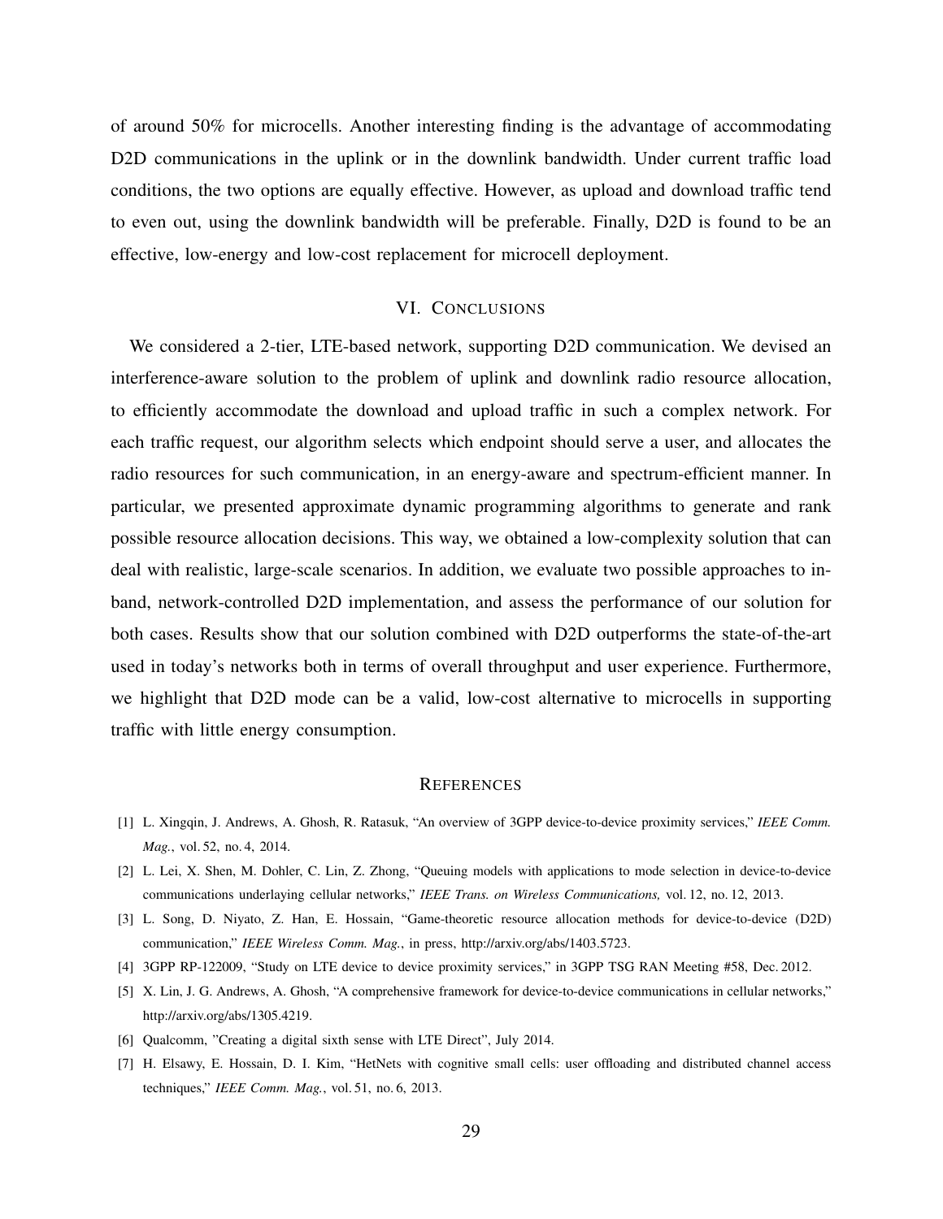of around 50% for microcells. Another interesting finding is the advantage of accommodating D2D communications in the uplink or in the downlink bandwidth. Under current traffic load conditions, the two options are equally effective. However, as upload and download traffic tend to even out, using the downlink bandwidth will be preferable. Finally, D2D is found to be an effective, low-energy and low-cost replacement for microcell deployment.

## VI. Conclusions

We considered a 2-tier, LTE-based network, supporting D2D communication. We devised an interference-aware solution to the problem of uplink and downlink radio resource allocation, to efficiently accommodate the download and upload traffic in such a complex network. For each traffic request, our algorithm selects which endpoint should serve a user, and allocates the radio resources for such communication, in an energy-aware and spectrum-efficient manner. In particular, we presented approximate dynamic programming algorithms to generate and rank possible resource allocation decisions. This way, we obtained a low-complexity solution that can deal with realistic, large-scale scenarios. In addition, we evaluate two possible approaches to in-band, network-controlled D2D implementation, and assess the performance of our solution for both cases. Results show that our solution combined with D2D outperforms the state-of-the-art used in today's networks both in terms of overall throughput and user experience. Furthermore, we highlight that D2D mode can be a valid, low-cost alternative to microcells in supporting traffic with little energy consumption.

## References

[1] L. Xingqin, J. Andrews, A. Ghosh, R. Ratasuk, "An overview of 3GPP device-to-device proximity services," *IEEE Comm. Mag.*, vol. 52, no. 4, 2014.

[2] L. Lei, X. Shen, M. Dohler, C. Lin, Z. Zhong, "Queuing models with applications to mode selection in device-to-device communications underlaying cellular networks," *IEEE Trans. on Wireless Communications,* vol. 12, no. 12, 2013.

[3] L. Song, D. Niyato, Z. Han, E. Hossain, "Game-theoretic resource allocation methods for device-to-device (D2D) communication," *IEEE Wireless Comm. Mag.*, in press, http://arxiv.org/abs/1403.5723.

[4] 3GPP RP-122009, "Study on LTE device to device proximity services," in 3GPP TSG RAN Meeting #58, Dec. 2012.

[5] X. Lin, J. G. Andrews, A. Ghosh, "A comprehensive framework for device-to-device communications in cellular networks," http://arxiv.org/abs/1305.4219.

[6] Qualcomm, "Creating a digital sixth sense with LTE Direct", July 2014.

[7] H. Elsawy, E. Hossain, D. I. Kim, "HetNets with cognitive small cells: user offloading and distributed channel access techniques," *IEEE Comm. Mag.*, vol. 51, no. 6, 2013.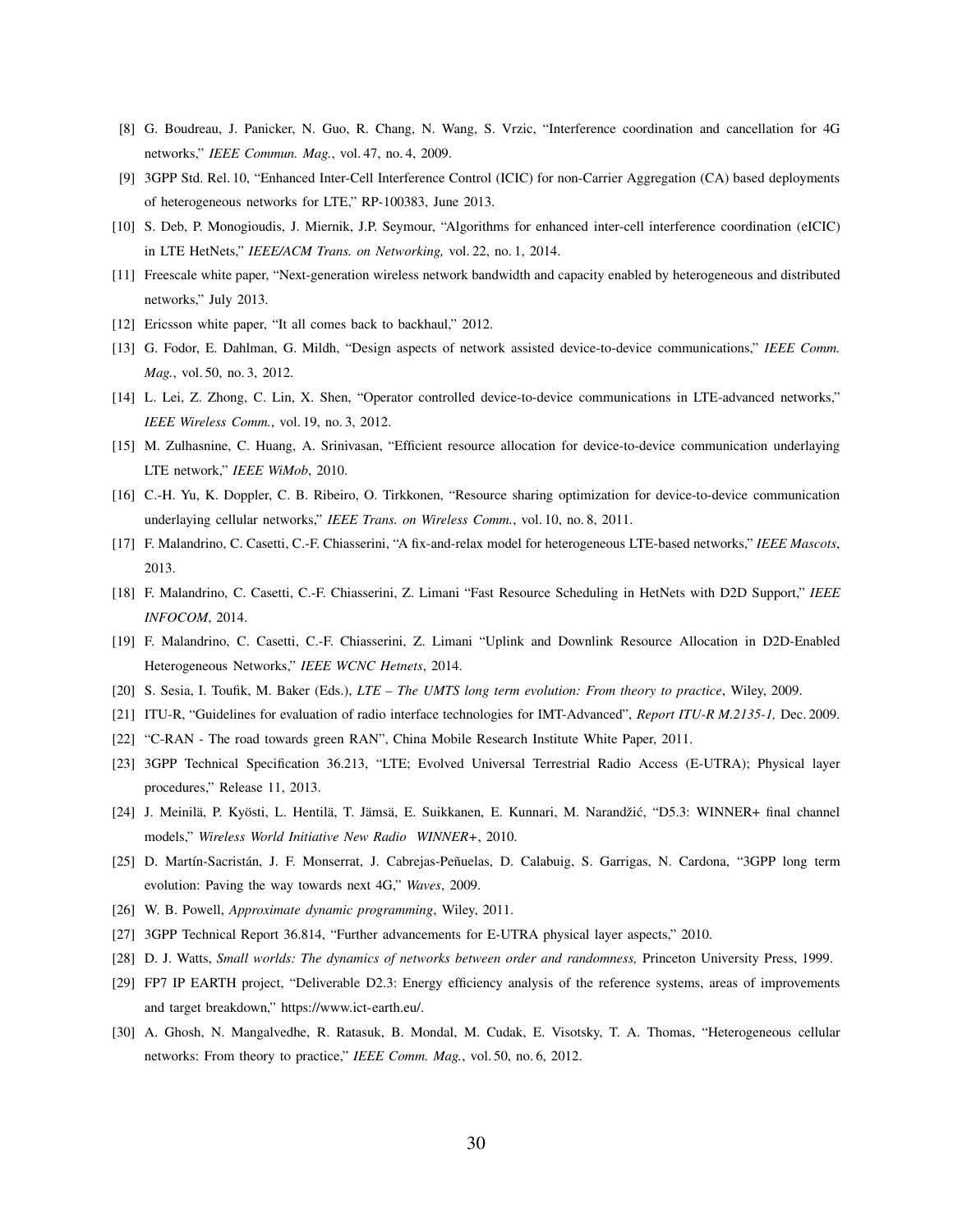[8] G. Boudreau, J. Panicker, N. Guo, R. Chang, N. Wang, S. Vrzic, "Interference coordination and cancellation for 4G networks," *IEEE Commun. Mag.*, vol. 47, no. 4, 2009.

[9] 3GPP Std. Rel. 10, "Enhanced Inter-Cell Interference Control (ICIC) for non-Carrier Aggregation (CA) based deployments of heterogeneous networks for LTE," RP-100383, June 2013.

[10] S. Deb, P. Monogioudis, J. Miernik, J.P. Seymour, "Algorithms for enhanced inter-cell interference coordination (eICIC) in LTE HetNets," *IEEE/ACM Trans. on Networking,* vol. 22, no. 1, 2014.

[11] Freescale white paper, "Next-generation wireless network bandwidth and capacity enabled by heterogeneous and distributed networks," July 2013.

[12] Ericsson white paper, "It all comes back to backhaul," 2012.

[13] G. Fodor, E. Dahlman, G. Mildh, "Design aspects of network assisted device-to-device communications," *IEEE Comm. Mag.*, vol. 50, no. 3, 2012.

[14] L. Lei, Z. Zhong, C. Lin, X. Shen, "Operator controlled device-to-device communications in LTE-advanced networks," *IEEE Wireless Comm.*, vol. 19, no. 3, 2012.

[15] M. Zulhasnine, C. Huang, A. Srinivasan, "Efficient resource allocation for device-to-device communication underlaying LTE network," *IEEE WiMob*, 2010.

[16] C.-H. Yu, K. Doppler, C. B. Ribeiro, O. Tirkkonen, "Resource sharing optimization for device-to-device communication underlaying cellular networks," *IEEE Trans. on Wireless Comm.*, vol. 10, no. 8, 2011.

[17] F. Malandrino, C. Casetti, C.-F. Chiasserini, "A fix-and-relax model for heterogeneous LTE-based networks," *IEEE Mascots*, 2013.

[18] F. Malandrino, C. Casetti, C.-F. Chiasserini, Z. Limani "Fast Resource Scheduling in HetNets with D2D Support," *IEEE INFOCOM*, 2014.

[19] F. Malandrino, C. Casetti, C.-F. Chiasserini, Z. Limani "Uplink and Downlink Resource Allocation in D2D-Enabled Heterogeneous Networks," *IEEE WCNC Hetnets*, 2014.

[20] S. Sesia, I. Toufik, M. Baker (Eds.), *LTE – The UMTS long term evolution: From theory to practice*, Wiley, 2009.

[21] ITU-R, "Guidelines for evaluation of radio interface technologies for IMT-Advanced", *Report ITU-R M.2135-1,* Dec. 2009.

[22] "C-RAN - The road towards green RAN", China Mobile Research Institute White Paper, 2011.

[23] 3GPP Technical Specification 36.213, "LTE; Evolved Universal Terrestrial Radio Access (E-UTRA); Physical layer procedures," Release 11, 2013.

[24] J. Meinilä, P. Kyösti, L. Hentilä, T. Jämsä, E. Suikkanen, E. Kunnari, M. Narandžić, "D5.3: WINNER+ final channel models," *Wireless World Initiative New Radio WINNER+*, 2010.

[25] D. Martín-Sacristán, J. F. Monserrat, J. Cabrejas-Peñuelas, D. Calabuig, S. Garrigas, N. Cardona, "3GPP long term evolution: Paving the way towards next 4G," *Waves*, 2009.

[26] W. B. Powell, *Approximate dynamic programming*, Wiley, 2011.

[27] 3GPP Technical Report 36.814, "Further advancements for E-UTRA physical layer aspects," 2010.

[28] D. J. Watts, *Small worlds: The dynamics of networks between order and randomness,* Princeton University Press, 1999.

[29] FP7 IP EARTH project, "Deliverable D2.3: Energy efficiency analysis of the reference systems, areas of improvements and target breakdown," https://www.ict-earth.eu/.

[30] A. Ghosh, N. Mangalvedhe, R. Ratasuk, B. Mondal, M. Cudak, E. Visotsky, T. A. Thomas, "Heterogeneous cellular networks: From theory to practice," *IEEE Comm. Mag.*, vol. 50, no. 6, 2012.